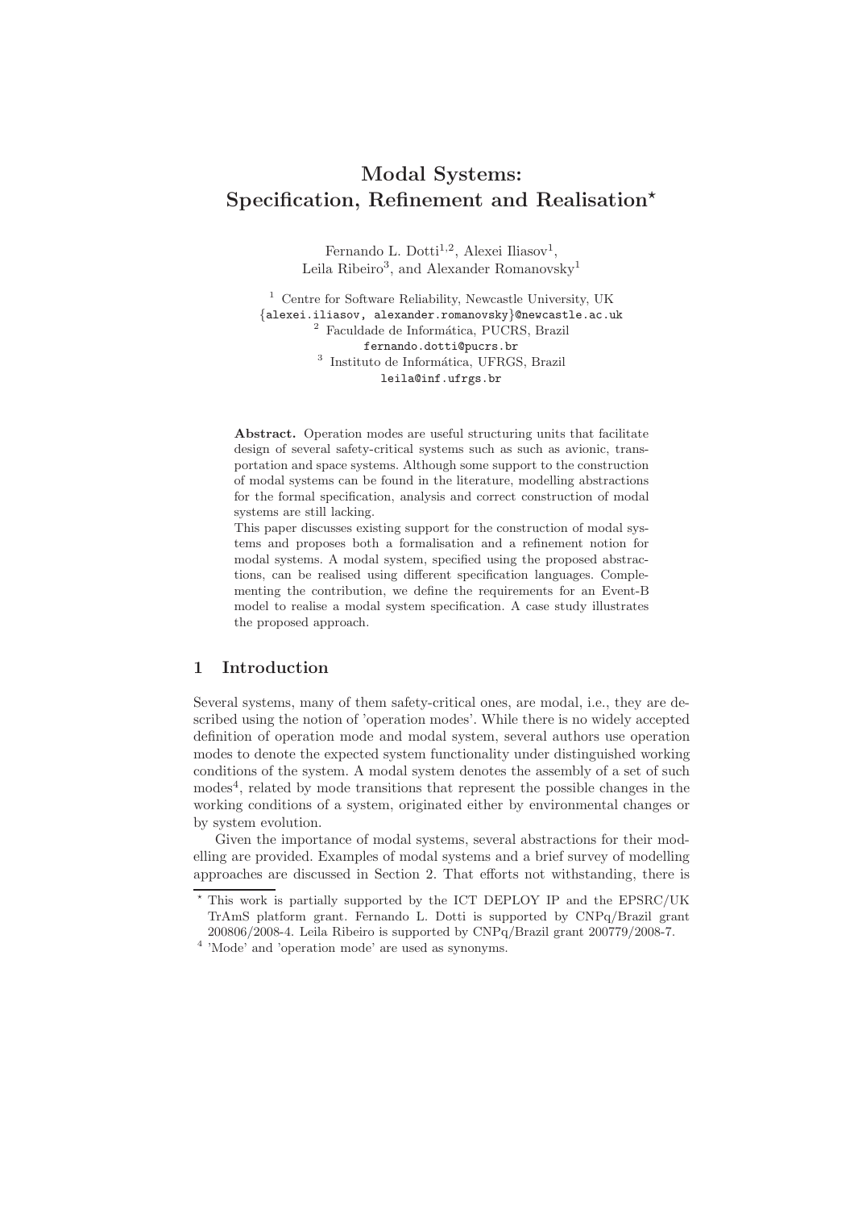# Modal Systems: Specification, Refinement and Realisation*

Fernando L. Dotti[1,2], Alexei Iliasov[1], Leila Ribeiro[3], and Alexander Romanovsky[1]

[1] Centre for Software Reliability, Newcastle University, UK
{alexei.iliasov, alexander.romanovsky}@newcastle.ac.uk
[2] Faculdade de Informática, PUCRS, Brazil
fernando.dotti@pucrs.br
[3] Instituto de Informática, UFRGS, Brazil
leila@inf.ufrgs.br

**Abstract.** Operation modes are useful structuring units that facilitate design of several safety-critical systems such as such as avionic, transportation and space systems. Although some support to the construction of modal systems can be found in the literature, modelling abstractions for the formal specification, analysis and correct construction of modal systems are still lacking.

This paper discusses existing support for the construction of modal systems and proposes both a formalisation and a refinement notion for modal systems. A modal system, specified using the proposed abstractions, can be realised using different specification languages. Complementing the contribution, we define the requirements for an Event-B model to realise a modal system specification. A case study illustrates the proposed approach.

## 1 Introduction

Several systems, many of them safety-critical ones, are modal, i.e., they are described using the notion of 'operation modes'. While there is no widely accepted definition of operation mode and modal system, several authors use operation modes to denote the expected system functionality under distinguished working conditions of the system. A modal system denotes the assembly of a set of such modes[4], related by mode transitions that represent the possible changes in the working conditions of a system, originated either by environmental changes or by system evolution.

Given the importance of modal systems, several abstractions for their modelling are provided. Examples of modal systems and a brief survey of modelling approaches are discussed in Section 2. That efforts not withstanding, there is

---

* This work is partially supported by the ICT DEPLOY IP and the EPSRC/UK TrAmS platform grant. Fernando L. Dotti is supported by CNPq/Brazil grant 200806/2008-4. Leila Ribeiro is supported by CNPq/Brazil grant 200779/2008-7.

[4] 'Mode' and 'operation mode' are used as synonyms.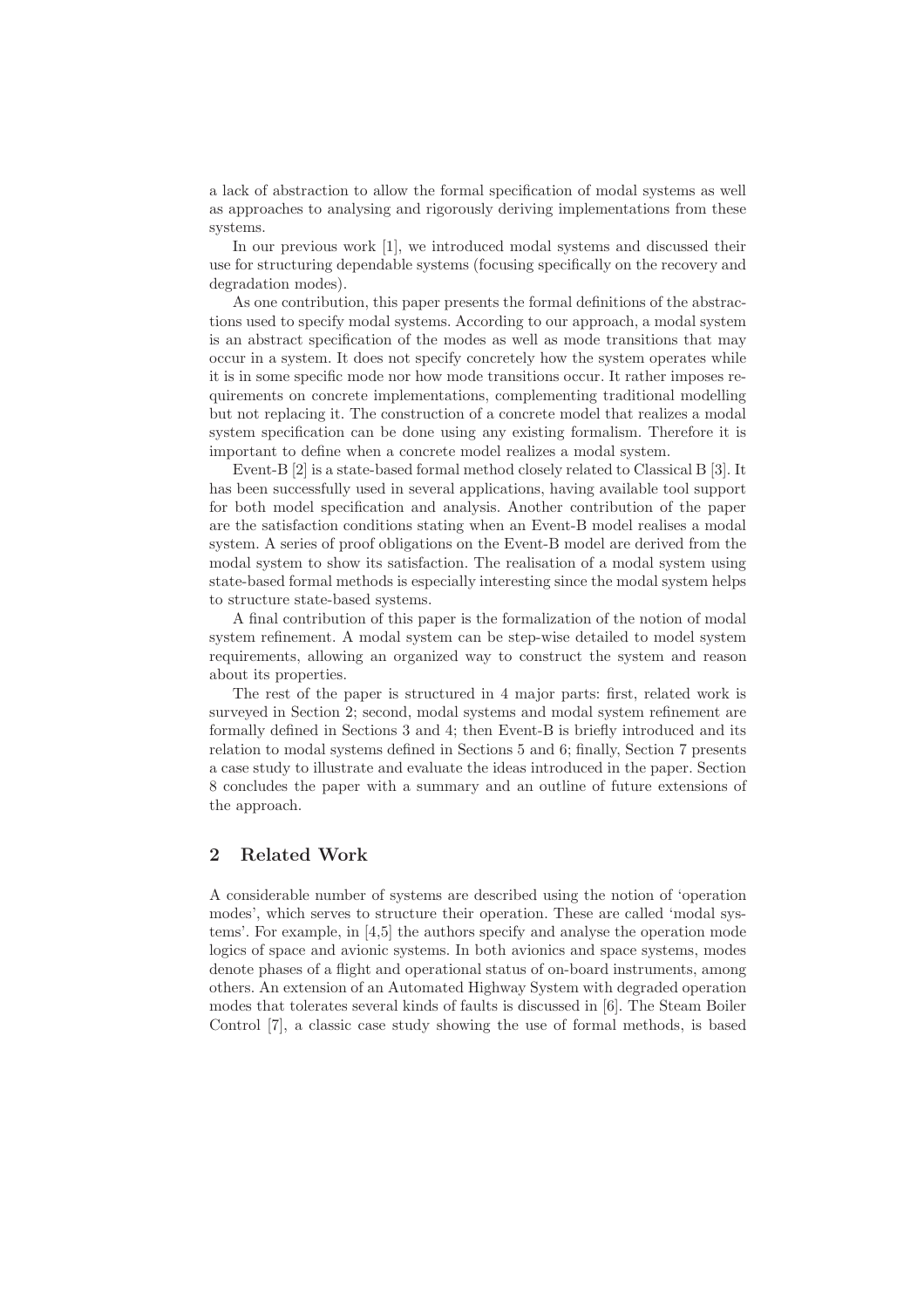a lack of abstraction to allow the formal specification of modal systems as well as approaches to analysing and rigorously deriving implementations from these systems.

In our previous work [1], we introduced modal systems and discussed their use for structuring dependable systems (focusing specifically on the recovery and degradation modes).

As one contribution, this paper presents the formal definitions of the abstractions used to specify modal systems. According to our approach, a modal system is an abstract specification of the modes as well as mode transitions that may occur in a system. It does not specify concretely how the system operates while it is in some specific mode nor how mode transitions occur. It rather imposes requirements on concrete implementations, complementing traditional modelling but not replacing it. The construction of a concrete model that realizes a modal system specification can be done using any existing formalism. Therefore it is important to define when a concrete model realizes a modal system.

Event-B [2] is a state-based formal method closely related to Classical B [3]. It has been successfully used in several applications, having available tool support for both model specification and analysis. Another contribution of the paper are the satisfaction conditions stating when an Event-B model realises a modal system. A series of proof obligations on the Event-B model are derived from the modal system to show its satisfaction. The realisation of a modal system using state-based formal methods is especially interesting since the modal system helps to structure state-based systems.

A final contribution of this paper is the formalization of the notion of modal system refinement. A modal system can be step-wise detailed to model system requirements, allowing an organized way to construct the system and reason about its properties.

The rest of the paper is structured in 4 major parts: first, related work is surveyed in Section 2; second, modal systems and modal system refinement are formally defined in Sections 3 and 4; then Event-B is briefly introduced and its relation to modal systems defined in Sections 5 and 6; finally, Section 7 presents a case study to illustrate and evaluate the ideas introduced in the paper. Section 8 concludes the paper with a summary and an outline of future extensions of the approach.

## 2 Related Work

A considerable number of systems are described using the notion of 'operation modes', which serves to structure their operation. These are called 'modal systems'. For example, in [4,5] the authors specify and analyse the operation mode logics of space and avionic systems. In both avionics and space systems, modes denote phases of a flight and operational status of on-board instruments, among others. An extension of an Automated Highway System with degraded operation modes that tolerates several kinds of faults is discussed in [6]. The Steam Boiler Control [7], a classic case study showing the use of formal methods, is based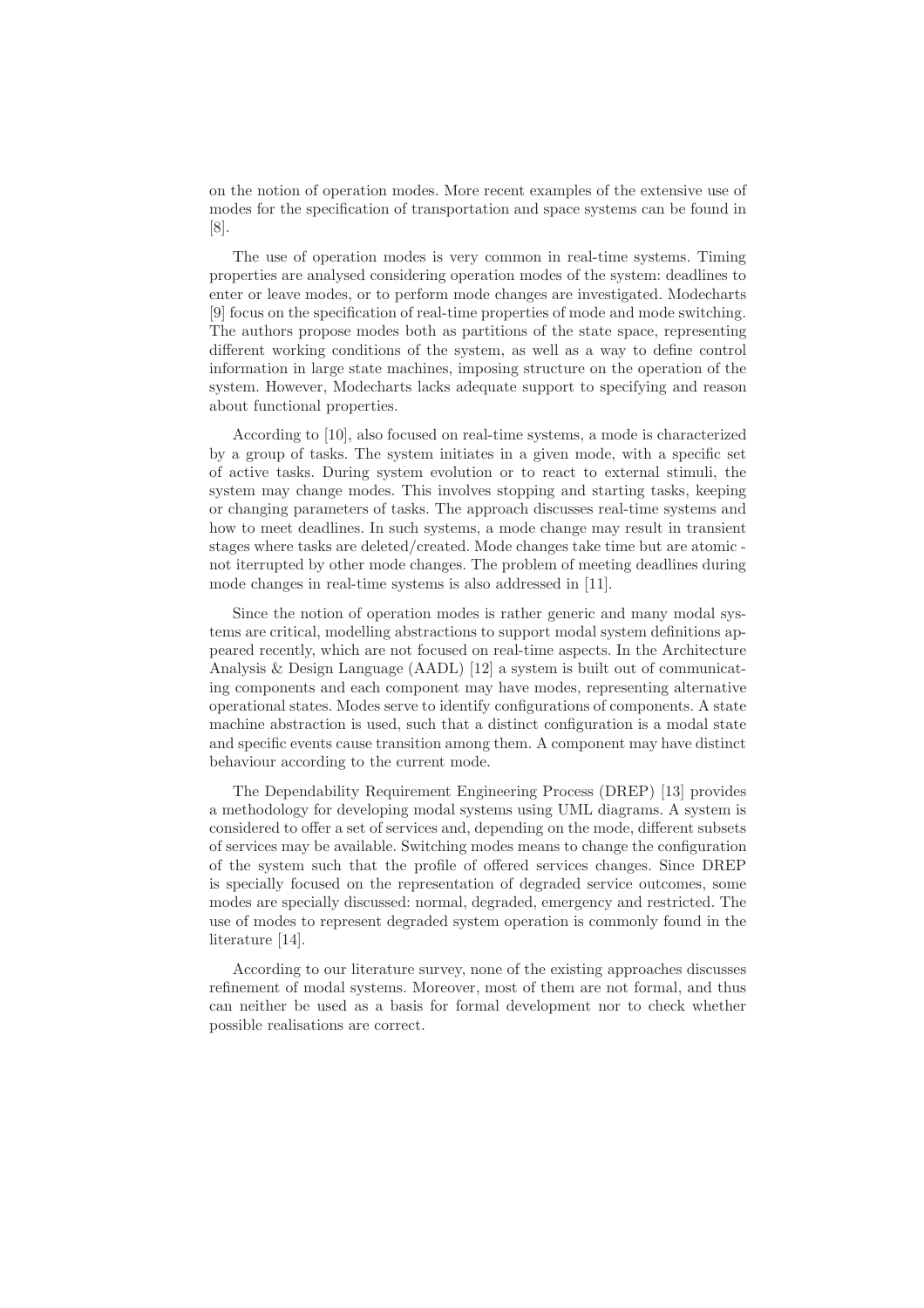on the notion of operation modes. More recent examples of the extensive use of modes for the specification of transportation and space systems can be found in [8].

The use of operation modes is very common in real-time systems. Timing properties are analysed considering operation modes of the system: deadlines to enter or leave modes, or to perform mode changes are investigated. Modecharts [9] focus on the specification of real-time properties of mode and mode switching. The authors propose modes both as partitions of the state space, representing different working conditions of the system, as well as a way to define control information in large state machines, imposing structure on the operation of the system. However, Modecharts lacks adequate support to specifying and reason about functional properties.

According to [10], also focused on real-time systems, a mode is characterized by a group of tasks. The system initiates in a given mode, with a specific set of active tasks. During system evolution or to react to external stimuli, the system may change modes. This involves stopping and starting tasks, keeping or changing parameters of tasks. The approach discusses real-time systems and how to meet deadlines. In such systems, a mode change may result in transient stages where tasks are deleted/created. Mode changes take time but are atomic - not iterrupted by other mode changes. The problem of meeting deadlines during mode changes in real-time systems is also addressed in [11].

Since the notion of operation modes is rather generic and many modal systems are critical, modelling abstractions to support modal system definitions appeared recently, which are not focused on real-time aspects. In the Architecture Analysis & Design Language (AADL) [12] a system is built out of communicating components and each component may have modes, representing alternative operational states. Modes serve to identify configurations of components. A state machine abstraction is used, such that a distinct configuration is a modal state and specific events cause transition among them. A component may have distinct behaviour according to the current mode.

The Dependability Requirement Engineering Process (DREP) [13] provides a methodology for developing modal systems using UML diagrams. A system is considered to offer a set of services and, depending on the mode, different subsets of services may be available. Switching modes means to change the configuration of the system such that the profile of offered services changes. Since DREP is specially focused on the representation of degraded service outcomes, some modes are specially discussed: normal, degraded, emergency and restricted. The use of modes to represent degraded system operation is commonly found in the literature [14].

According to our literature survey, none of the existing approaches discusses refinement of modal systems. Moreover, most of them are not formal, and thus can neither be used as a basis for formal development nor to check whether possible realisations are correct.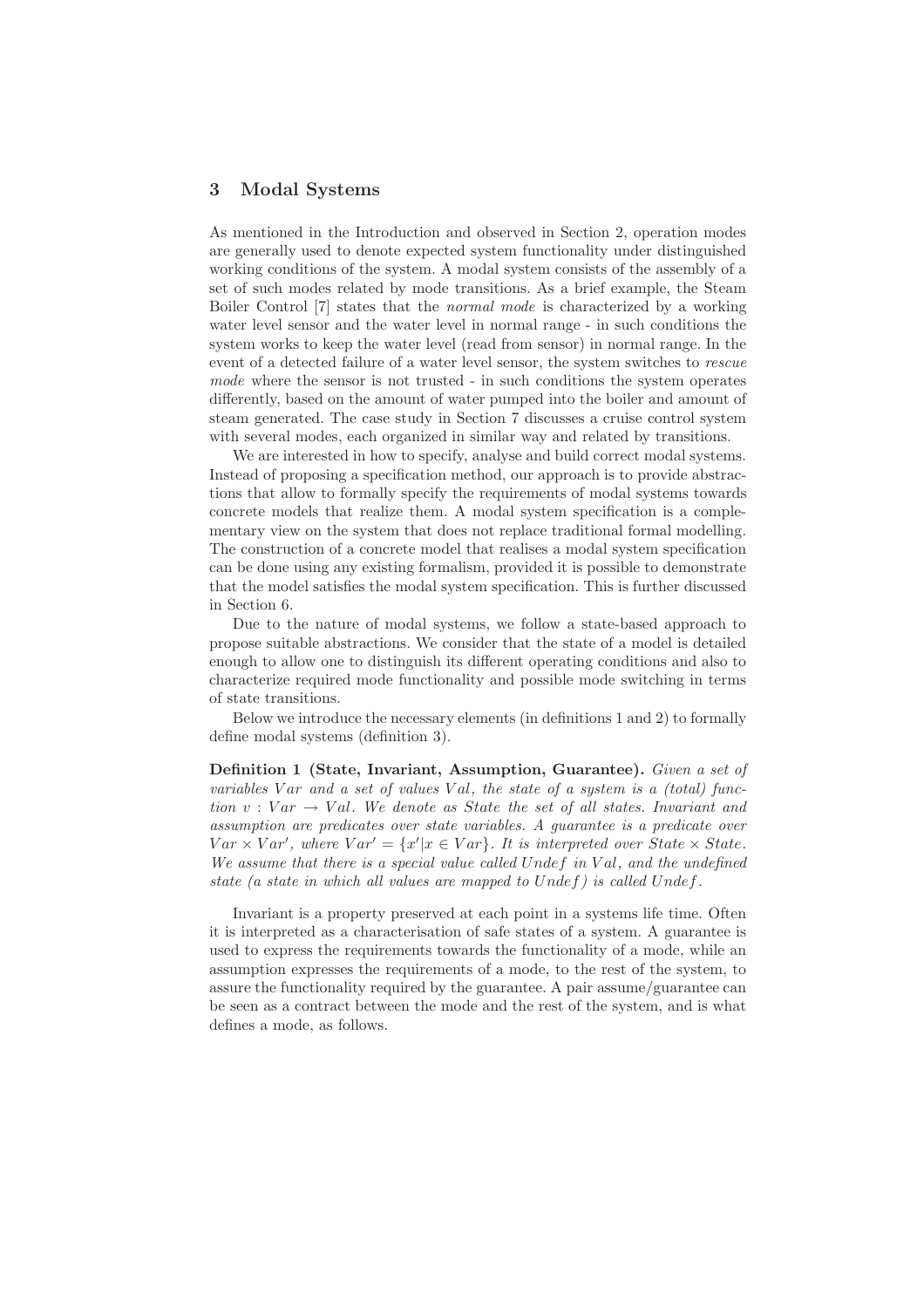## 3 Modal Systems

As mentioned in the Introduction and observed in Section 2, operation modes are generally used to denote expected system functionality under distinguished working conditions of the system. A modal system consists of the assembly of a set of such modes related by mode transitions. As a brief example, the Steam Boiler Control [7] states that the *normal mode* is characterized by a working water level sensor and the water level in normal range - in such conditions the system works to keep the water level (read from sensor) in normal range. In the event of a detected failure of a water level sensor, the system switches to *rescue mode* where the sensor is not trusted - in such conditions the system operates differently, based on the amount of water pumped into the boiler and amount of steam generated. The case study in Section 7 discusses a cruise control system with several modes, each organized in similar way and related by transitions.

We are interested in how to specify, analyse and build correct modal systems. Instead of proposing a specification method, our approach is to provide abstractions that allow to formally specify the requirements of modal systems towards concrete models that realize them. A modal system specification is a complementary view on the system that does not replace traditional formal modelling. The construction of a concrete model that realises a modal system specification can be done using any existing formalism, provided it is possible to demonstrate that the model satisfies the modal system specification. This is further discussed in Section 6.

Due to the nature of modal systems, we follow a state-based approach to propose suitable abstractions. We consider that the state of a model is detailed enough to allow one to distinguish its different operating conditions and also to characterize required mode functionality and possible mode switching in terms of state transitions.

Below we introduce the necessary elements (in definitions 1 and 2) to formally define modal systems (definition 3).

**Definition 1 (State, Invariant, Assumption, Guarantee).** *Given a set of variables $Var$ and a set of values $Val$, the state of a system is a (total) function $v : Var \rightarrow Val$. We denote as State the set of all states. Invariant and assumption are predicates over state variables. A guarantee is a predicate over $Var \times Var'$, where $Var' = \{x' | x \in Var\}$. It is interpreted over $State \times State$. We assume that there is a special value called $Undef$ in $Val$, and the undefined state (a state in which all values are mapped to $Undef$) is called $Undef$.*

Invariant is a property preserved at each point in a systems life time. Often it is interpreted as a characterisation of safe states of a system. A guarantee is used to express the requirements towards the functionality of a mode, while an assumption expresses the requirements of a mode, to the rest of the system, to assure the functionality required by the guarantee. A pair assume/guarantee can be seen as a contract between the mode and the rest of the system, and is what defines a mode, as follows.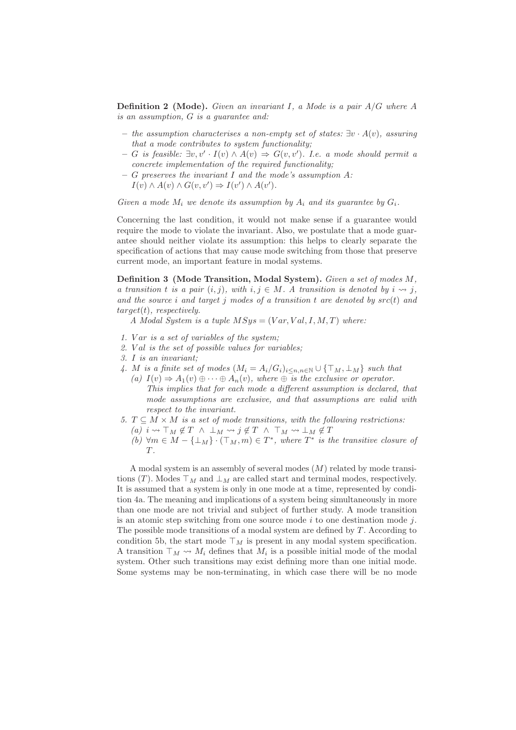**Definition 2 (Mode).** *Given an invariant $I$, a Mode is a pair $A/G$ where $A$ is an assumption, $G$ is a guarantee and:*

- *the assumption characterises a non-empty set of states: $\exists v \cdot A(v)$, assuring that a mode contributes to system functionality;*
- *$G$ is feasible: $\exists v, v' \cdot I(v) \wedge A(v) \Rightarrow G(v, v')$. I.e. a mode should permit a concrete implementation of the required functionality;*
- *$G$ preserves the invariant $I$ and the mode's assumption $A$: $I(v) \wedge A(v) \wedge G(v, v') \Rightarrow I(v') \wedge A(v')$.*

*Given a mode $M_i$ we denote its assumption by $A_i$ and its guarantee by $G_i$.*

Concerning the last condition, it would not make sense if a guarantee would require the mode to violate the invariant. Also, we postulate that a mode guarantee should neither violate its assumption: this helps to clearly separate the specification of actions that may cause mode switching from those that preserve current mode, an important feature in modal systems.

**Definition 3 (Mode Transition, Modal System).** *Given a set of modes $M$, a transition $t$ is a pair $(i, j)$, with $i, j \in M$. A transition is denoted by $i \rightsquigarrow j$, and the source $i$ and target $j$ modes of a transition $t$ are denoted by $src(t)$ and $target(t)$, respectively.*

*A Modal System is a tuple $MSys = (Var, Val, I, M, T)$ where:*

1. *$Var$ is a set of variables of the system;*
2. *$Val$ is the set of possible values for variables;*
3. *$I$ is an invariant;*
4. *$M$ is a finite set of modes $(M_i = A_i/G_i)_{i \leq n, n \in \mathbb{N}} \cup \{\top_M, \bot_M\}$ such that*
   (a) *$I(v) \Rightarrow A_1(v) \oplus \cdots \oplus A_n(v)$, where $\oplus$ is the exclusive or operator. This implies that for each mode a different assumption is declared, that mode assumptions are exclusive, and that assumptions are valid with respect to the invariant.*
5. *$T \subseteq M \times M$ is a set of mode transitions, with the following restrictions:*
   (a) *$i \rightsquigarrow \top_M \notin T \ \wedge \ \bot_M \rightsquigarrow j \notin T \ \wedge \ \top_M \rightsquigarrow \bot_M \notin T$*
   (b) *$\forall m \in M - \{\bot_M\} \cdot (\top_M, m) \in T^*$, where $T^*$ is the transitive closure of $T$.*

A modal system is an assembly of several modes ($M$) related by mode transitions ($T$). Modes $\top_M$ and $\bot_M$ are called start and terminal modes, respectively. It is assumed that a system is only in one mode at a time, represented by condition 4a. The meaning and implications of a system being simultaneously in more than one mode are not trivial and subject of further study. A mode transition is an atomic step switching from one source mode $i$ to one destination mode $j$. The possible mode transitions of a modal system are defined by $T$. According to condition 5b, the start mode $\top_M$ is present in any modal system specification. A transition $\top_M \rightsquigarrow M_i$ defines that $M_i$ is a possible initial mode of the modal system. Other such transitions may exist defining more than one initial mode. Some systems may be non-terminating, in which case there will be no mode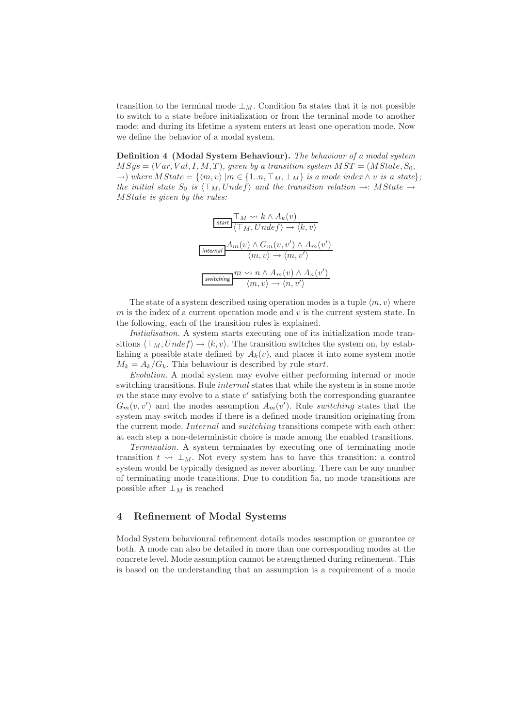transition to the terminal mode $\bot_M$. Condition 5a states that it is not possible to switch to a state before initialization or from the terminal mode to another mode; and during its lifetime a system enters at least one operation mode. Now we define the behavior of a modal system.

**Definition 4 (Modal System Behaviour).** *The behaviour of a modal system $MSys = (Var, Val, I, M, T)$, given by a transition system $MST = (MState, S_0, \rightarrow)$ where $MState = \{\langle m, v\rangle \mid m \in \{1..n, \top_M, \bot_M\}$ is a mode index $\wedge\, v$ is a state$\}$; the initial state $S_0$ is $\langle \top_M, Undef\rangle$ and the transition relation $\rightarrow : MState \rightarrow MState$ is given by the rules:*

$$\textsf{start}\ \frac{\top_M \rightsquigarrow k \wedge A_k(v)}{\langle \top_M, Undef\rangle \rightarrow \langle k, v\rangle}$$

$$\textsf{internal}\ \frac{A_m(v) \wedge G_m(v, v') \wedge A_m(v')}{\langle m, v\rangle \rightarrow \langle m, v'\rangle}$$

$$\textsf{switching}\ \frac{m \rightsquigarrow n \wedge A_m(v) \wedge A_n(v')}{\langle m, v\rangle \rightarrow \langle n, v'\rangle}$$

The state of a system described using operation modes is a tuple $\langle m, v\rangle$ where $m$ is the index of a current operation mode and $v$ is the current system state. In the following, each of the transition rules is explained.

*Initialisation.* A system starts executing one of its initialization mode transitions $\langle \top_M, Undef\rangle \rightarrow \langle k, v\rangle$. The transition switches the system on, by establishing a possible state defined by $A_k(v)$, and places it into some system mode $M_k = A_k/G_k$. This behaviour is described by rule *start*.

*Evolution.* A modal system may evolve either performing internal or mode switching transitions. Rule *internal* states that while the system is in some mode $m$ the state may evolve to a state $v'$ satisfying both the corresponding guarantee $G_m(v, v')$ and the modes assumption $A_m(v')$. Rule *switching* states that the system may switch modes if there is a defined mode transition originating from the current mode. *Internal* and *switching* transitions compete with each other: at each step a non-deterministic choice is made among the enabled transitions.

*Termination.* A system terminates by executing one of terminating mode transition $t \rightsquigarrow \bot_M$. Not every system has to have this transition: a control system would be typically designed as never aborting. There can be any number of terminating mode transitions. Due to condition 5a, no mode transitions are possible after $\bot_M$ is reached

## 4 Refinement of Modal Systems

Modal System behavioural refinement details modes assumption or guarantee or both. A mode can also be detailed in more than one corresponding modes at the concrete level. Mode assumption cannot be strengthened during refinement. This is based on the understanding that an assumption is a requirement of a mode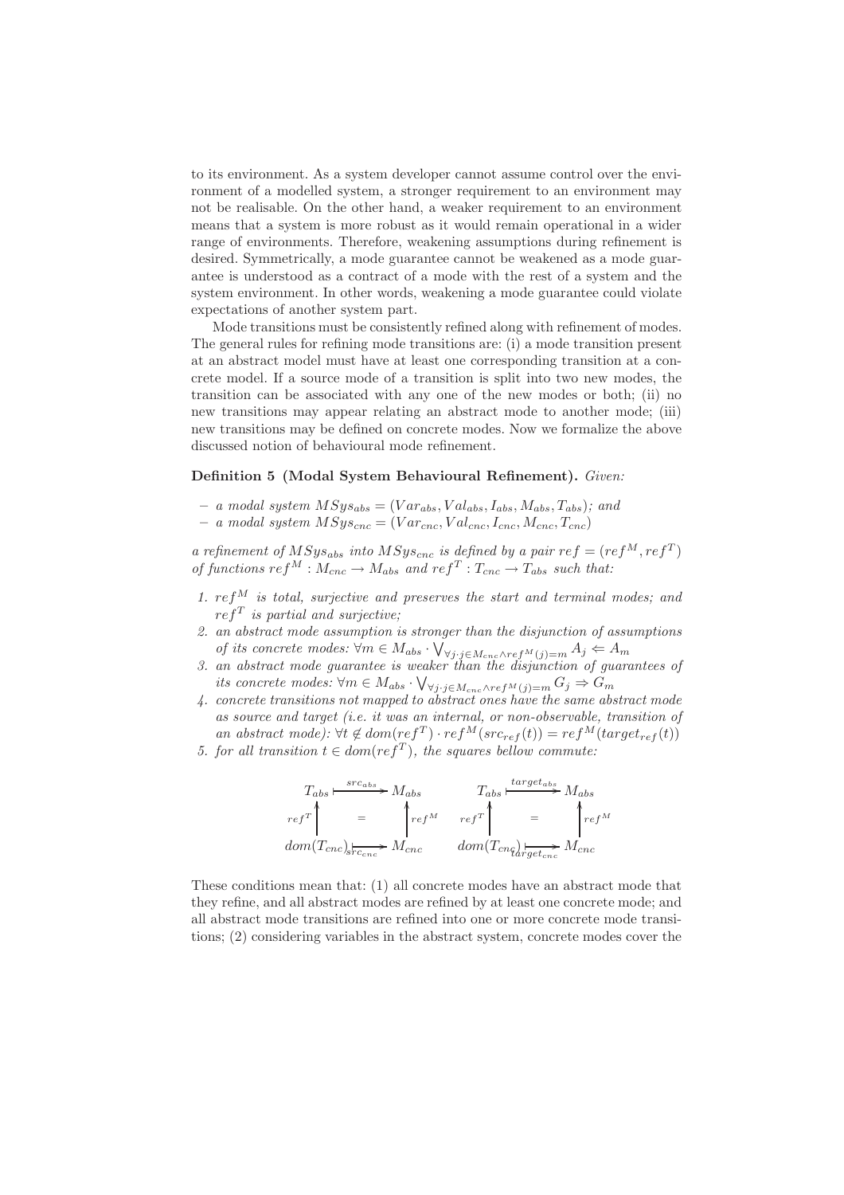to its environment. As a system developer cannot assume control over the environment of a modelled system, a stronger requirement to an environment may not be realisable. On the other hand, a weaker requirement to an environment means that a system is more robust as it would remain operational in a wider range of environments. Therefore, weakening assumptions during refinement is desired. Symmetrically, a mode guarantee cannot be weakened as a mode guarantee is understood as a contract of a mode with the rest of a system and the system environment. In other words, weakening a mode guarantee could violate expectations of another system part.

Mode transitions must be consistently refined along with refinement of modes. The general rules for refining mode transitions are: (i) a mode transition present at an abstract model must have at least one corresponding transition at a concrete model. If a source mode of a transition is split into two new modes, the transition can be associated with any one of the new modes or both; (ii) no new transitions may appear relating an abstract mode to another mode; (iii) new transitions may be defined on concrete modes. Now we formalize the above discussed notion of behavioural mode refinement.

**Definition 5 (Modal System Behavioural Refinement).** *Given:*

- *a modal system* $MSys_{abs} = (Var_{abs}, Val_{abs}, I_{abs}, M_{abs}, T_{abs})$*; and*
- *a modal system* $MSys_{cnc} = (Var_{cnc}, Val_{cnc}, I_{cnc}, M_{cnc}, T_{cnc})$

*a refinement of* $MSys_{abs}$ *into* $MSys_{cnc}$ *is defined by a pair* $ref = (ref^M, ref^T)$ *of functions* $ref^M : M_{cnc} \to M_{abs}$ *and* $ref^T : T_{cnc} \to T_{abs}$ *such that:*

1. $ref^M$ *is total, surjective and preserves the start and terminal modes; and* $ref^T$ *is partial and surjective;*
2. *an abstract mode assumption is stronger than the disjunction of assumptions of its concrete modes:* $\forall m \in M_{abs} \cdot \bigvee_{\forall j \cdot j \in M_{cnc} \wedge ref^M(j)=m} A_j \Leftarrow A_m$
3. *an abstract mode guarantee is weaker than the disjunction of guarantees of its concrete modes:* $\forall m \in M_{abs} \cdot \bigvee_{\forall j \cdot j \in M_{cnc} \wedge ref^M(j)=m} G_j \Rightarrow G_m$
4. *concrete transitions not mapped to abstract ones have the same abstract mode as source and target (i.e. it was an internal, or non-observable, transition of an abstract mode):* $\forall t \notin dom(ref^T) \cdot ref^M(src_{ref}(t)) = ref^M(target_{ref}(t))$
5. *for all transition* $t \in dom(ref^T)$*, the squares bellow commute:*

$$
\begin{array}{ccc}
T_{abs} & \xrightarrow{src_{abs}} & M_{abs} \\
\uparrow ref^T & = & \uparrow ref^M \\
dom(T_{cnc}) & \xrightarrow{src_{cnc}} & M_{cnc}
\end{array}
\qquad
\begin{array}{ccc}
T_{abs} & \xrightarrow{target_{abs}} & M_{abs} \\
\uparrow ref^T & = & \uparrow ref^M \\
dom(T_{cnc}) & \xrightarrow{target_{cnc}} & M_{cnc}
\end{array}
$$

These conditions mean that: (1) all concrete modes have an abstract mode that they refine, and all abstract modes are refined by at least one concrete mode; and all abstract mode transitions are refined into one or more concrete mode transitions; (2) considering variables in the abstract system, concrete modes cover the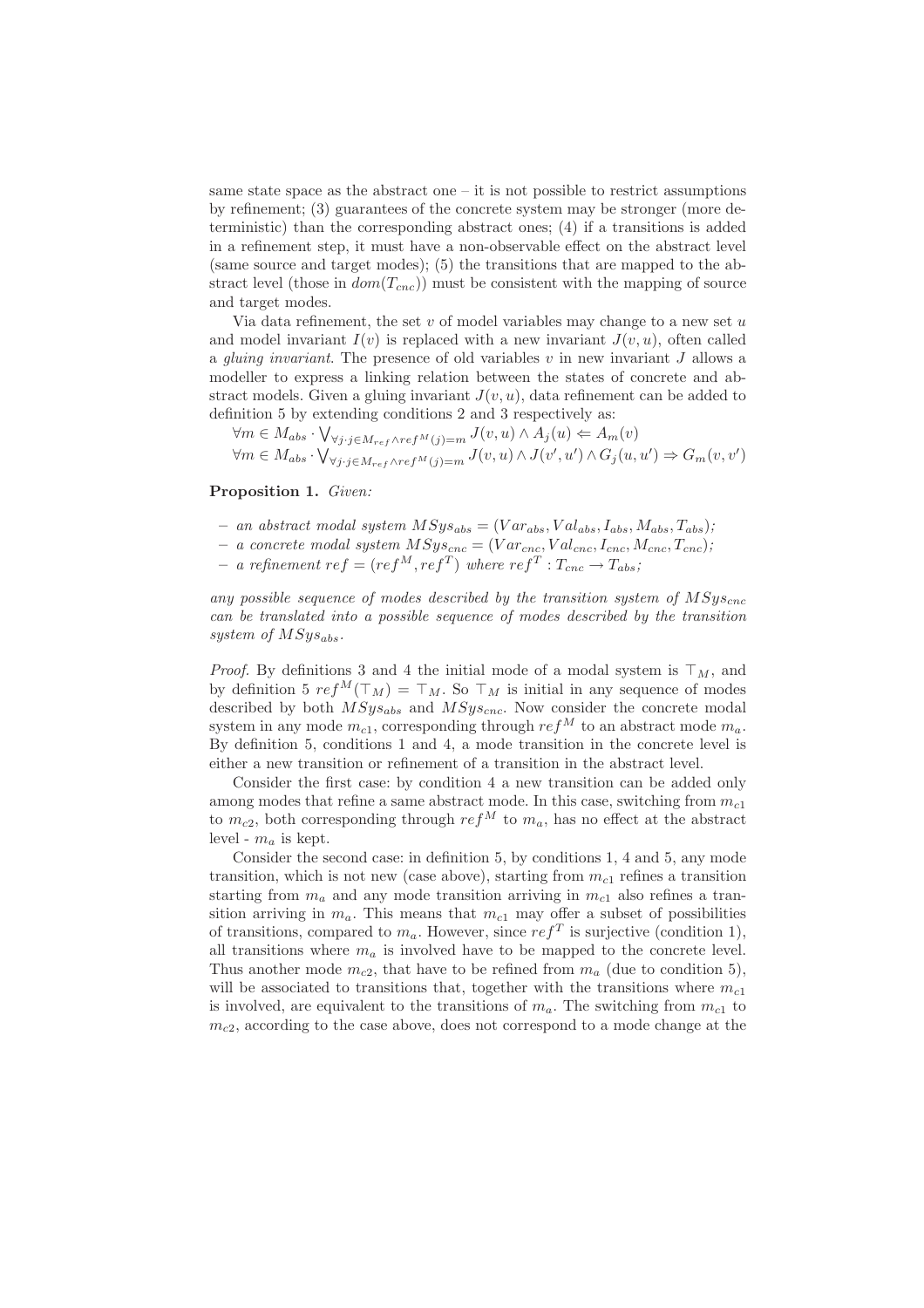same state space as the abstract one – it is not possible to restrict assumptions by refinement; (3) guarantees of the concrete system may be stronger (more deterministic) than the corresponding abstract ones; (4) if a transitions is added in a refinement step, it must have a non-observable effect on the abstract level (same source and target modes); (5) the transitions that are mapped to the abstract level (those in $dom(T_{cnc})$) must be consistent with the mapping of source and target modes.

Via data refinement, the set $v$ of model variables may change to a new set $u$ and model invariant $I(v)$ is replaced with a new invariant $J(v, u)$, often called a *gluing invariant*. The presence of old variables $v$ in new invariant $J$ allows a modeller to express a linking relation between the states of concrete and abstract models. Given a gluing invariant $J(v, u)$, data refinement can be added to definition 5 by extending conditions 2 and 3 respectively as:

$\forall m \in M_{abs} \cdot \bigvee_{\forall j \cdot j \in M_{ref} \wedge ref^M(j)=m} J(v,u) \wedge A_j(u) \Leftarrow A_m(v)$
$\forall m \in M_{abs} \cdot \bigvee_{\forall j \cdot j \in M_{ref} \wedge ref^M(j)=m} J(v,u) \wedge J(v',u') \wedge G_j(u,u') \Rightarrow G_m(v,v')$

**Proposition 1.** *Given:*

- *an abstract modal system* $MSys_{abs} = (Var_{abs}, Val_{abs}, I_{abs}, M_{abs}, T_{abs})$*;*
- *a concrete modal system* $MSys_{cnc} = (Var_{cnc}, Val_{cnc}, I_{cnc}, M_{cnc}, T_{cnc})$*;*
- *a refinement* $ref = (ref^M, ref^T)$ *where* $ref^T : T_{cnc} \rightarrow T_{abs}$*;*

*any possible sequence of modes described by the transition system of* $MSys_{cnc}$ *can be translated into a possible sequence of modes described by the transition system of* $MSys_{abs}$*.*

*Proof.* By definitions 3 and 4 the initial mode of a modal system is $\top_M$, and by definition 5 $ref^M(\top_M) = \top_M$. So $\top_M$ is initial in any sequence of modes described by both $MSys_{abs}$ and $MSys_{cnc}$. Now consider the concrete modal system in any mode $m_{c1}$, corresponding through $ref^M$ to an abstract mode $m_a$. By definition 5, conditions 1 and 4, a mode transition in the concrete level is either a new transition or refinement of a transition in the abstract level.

Consider the first case: by condition 4 a new transition can be added only among modes that refine a same abstract mode. In this case, switching from $m_{c1}$ to $m_{c2}$, both corresponding through $ref^M$ to $m_a$, has no effect at the abstract level - $m_a$ is kept.

Consider the second case: in definition 5, by conditions 1, 4 and 5, any mode transition, which is not new (case above), starting from $m_{c1}$ refines a transition starting from $m_a$ and any mode transition arriving in $m_{c1}$ also refines a transition arriving in $m_a$. This means that $m_{c1}$ may offer a subset of possibilities of transitions, compared to $m_a$. However, since $ref^T$ is surjective (condition 1), all transitions where $m_a$ is involved have to be mapped to the concrete level. Thus another mode $m_{c2}$, that have to be refined from $m_a$ (due to condition 5), will be associated to transitions that, together with the transitions where $m_{c1}$ is involved, are equivalent to the transitions of $m_a$. The switching from $m_{c1}$ to $m_{c2}$, according to the case above, does not correspond to a mode change at the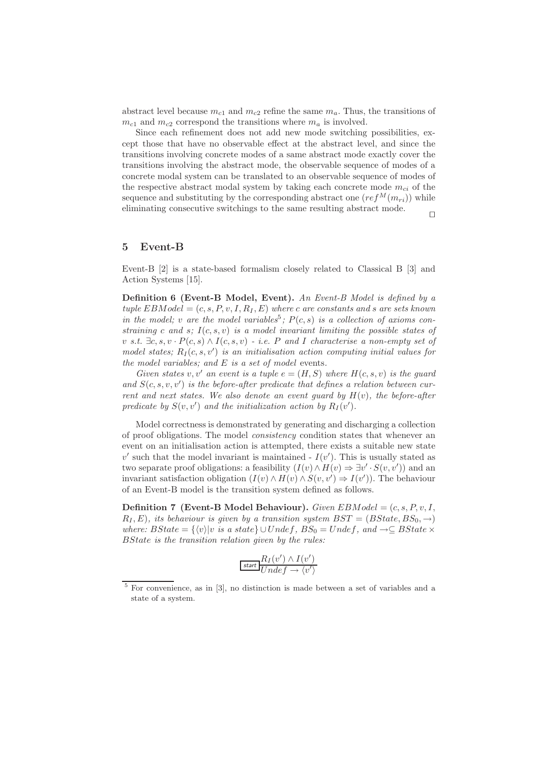abstract level because $m_{c1}$ and $m_{c2}$ refine the same $m_a$. Thus, the transitions of $m_{c1}$ and $m_{c2}$ correspond the transitions where $m_a$ is involved.

Since each refinement does not add new mode switching possibilities, except those that have no observable effect at the abstract level, and since the transitions involving concrete modes of a same abstract mode exactly cover the transitions involving the abstract mode, the observable sequence of modes of a concrete modal system can be translated to an observable sequence of modes of the respective abstract modal system by taking each concrete mode $m_{ci}$ of the sequence and substituting by the corresponding abstract one ($ref^M(m_{ri})$) while eliminating consecutive switchings to the same resulting abstract mode. □

## 5 Event-B

Event-B [2] is a state-based formalism closely related to Classical B [3] and Action Systems [15].

**Definition 6 (Event-B Model, Event).** *An Event-B Model is defined by a tuple $EBModel = (c, s, P, v, I, R_I, E)$ where $c$ are constants and $s$ are sets known in the model; $v$ are the model variables*[5]*; $P(c, s)$ is a collection of axioms constraining $c$ and $s$; $I(c, s, v)$ is a model invariant limiting the possible states of $v$ s.t. $\exists c, s, v \cdot P(c, s) \wedge I(c, s, v)$ - i.e. $P$ and $I$ characterise a non-empty set of model states; $R_I(c, s, v')$ is an initialisation action computing initial values for the model variables; and $E$ is a set of model* events.

*Given states $v, v'$ an event is a tuple $e = (H, S)$ where $H(c, s, v)$ is the guard and $S(c, s, v, v')$ is the before-after predicate that defines a relation between current and next states. We also denote an event guard by $H(v)$, the before-after predicate by $S(v, v')$ and the initialization action by $R_I(v')$.*

Model correctness is demonstrated by generating and discharging a collection of proof obligations. The model *consistency* condition states that whenever an event on an initialisation action is attempted, there exists a suitable new state $v'$ such that the model invariant is maintained - $I(v')$. This is usually stated as two separate proof obligations: a feasibility $(I(v) \wedge H(v) \Rightarrow \exists v' \cdot S(v, v'))$ and an invariant satisfaction obligation $(I(v) \wedge H(v) \wedge S(v, v') \Rightarrow I(v'))$. The behaviour of an Event-B model is the transition system defined as follows.

**Definition 7 (Event-B Model Behaviour).** *Given $EBModel = (c, s, P, v, I, R_I, E)$, its behaviour is given by a transition system $BST = (BState, BS_0, \rightarrow)$ where: $BState = \{\langle v \rangle | v \text{ is a state}\} \cup Undef$, $BS_0 = Undef$, and $\rightarrow \subseteq BState \times BState$ is the transition relation given by the rules:*

$$\text{start}\ \frac{R_I(v') \wedge I(v')}{Undef \rightarrow \langle v' \rangle}$$

[5] For convenience, as in [3], no distinction is made between a set of variables and a state of a system.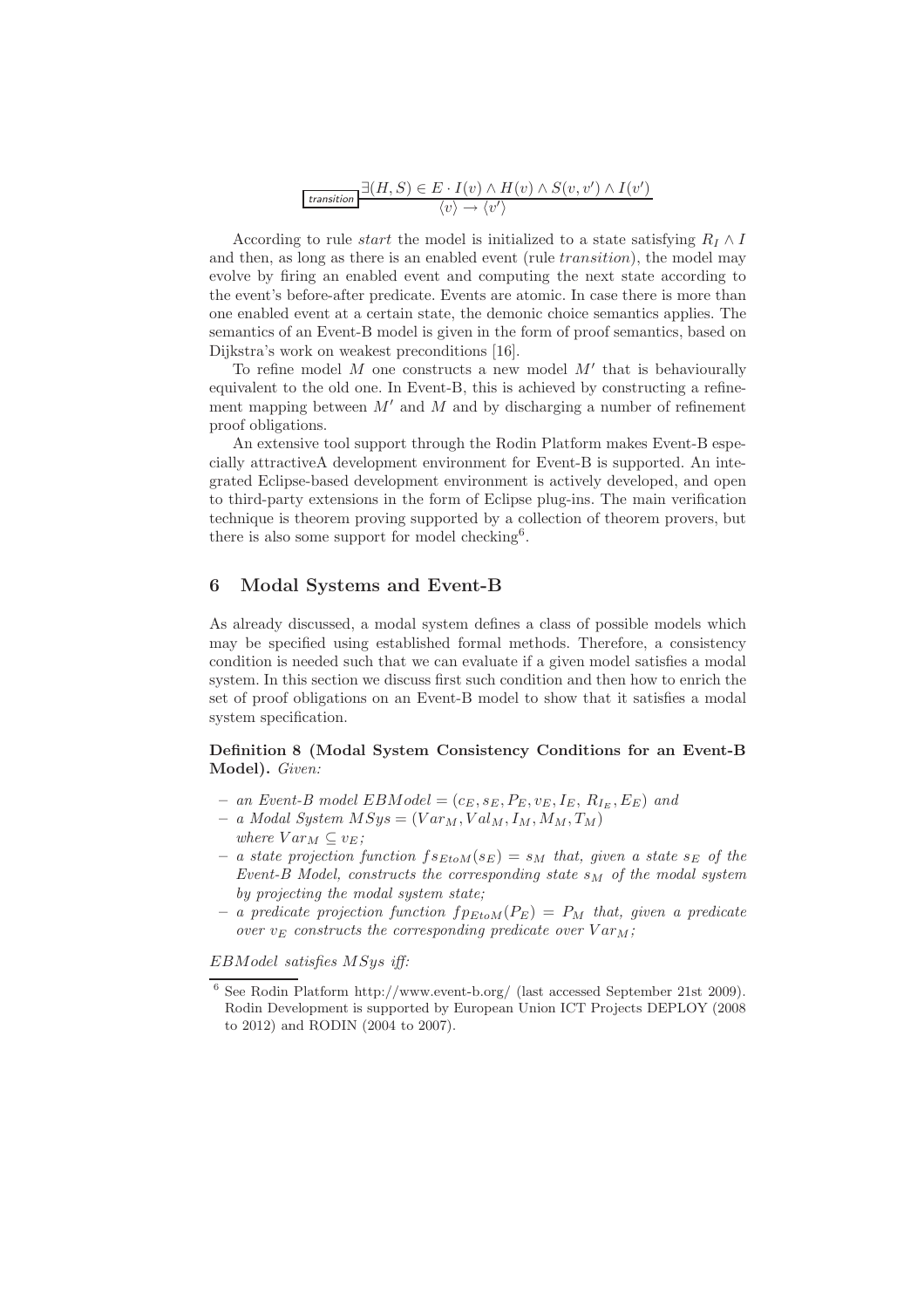$$\frac{\exists (H, S) \in E \cdot I(v) \wedge H(v) \wedge S(v, v') \wedge I(v')}{\langle v \rangle \rightarrow \langle v' \rangle} \;\textit{transition}$$

According to rule *start* the model is initialized to a state satisfying $R_I \wedge I$ and then, as long as there is an enabled event (rule *transition*), the model may evolve by firing an enabled event and computing the next state according to the event's before-after predicate. Events are atomic. In case there is more than one enabled event at a certain state, the demonic choice semantics applies. The semantics of an Event-B model is given in the form of proof semantics, based on Dijkstra's work on weakest preconditions [16].

To refine model $M$ one constructs a new model $M'$ that is behaviourally equivalent to the old one. In Event-B, this is achieved by constructing a refinement mapping between $M'$ and $M$ and by discharging a number of refinement proof obligations.

An extensive tool support through the Rodin Platform makes Event-B especially attractiveA development environment for Event-B is supported. An integrated Eclipse-based development environment is actively developed, and open to third-party extensions in the form of Eclipse plug-ins. The main verification technique is theorem proving supported by a collection of theorem provers, but there is also some support for model checking[6].

## 6 Modal Systems and Event-B

As already discussed, a modal system defines a class of possible models which may be specified using established formal methods. Therefore, a consistency condition is needed such that we can evaluate if a given model satisfies a modal system. In this section we discuss first such condition and then how to enrich the set of proof obligations on an Event-B model to show that it satisfies a modal system specification.

**Definition 8 (Modal System Consistency Conditions for an Event-B Model).** *Given:*

- *an Event-B model* $EBModel = (c_E, s_E, P_E, v_E, I_E, R_{I_E}, E_E)$ *and*
- *a Modal System* $MSys = (Var_M, Val_M, I_M, M_M, T_M)$ *where* $Var_M \subseteq v_E$*;*
- *a state projection function* $fs_{EtoM}(s_E) = s_M$ *that, given a state* $s_E$ *of the Event-B Model, constructs the corresponding state* $s_M$ *of the modal system by projecting the modal system state;*
- *a predicate projection function* $fp_{EtoM}(P_E) = P_M$ *that, given a predicate over* $v_E$ *constructs the corresponding predicate over* $Var_M$*;*

*EBModel satisfies MSys iff:*

---

[6] See Rodin Platform http://www.event-b.org/ (last accessed September 21st 2009). Rodin Development is supported by European Union ICT Projects DEPLOY (2008 to 2012) and RODIN (2004 to 2007).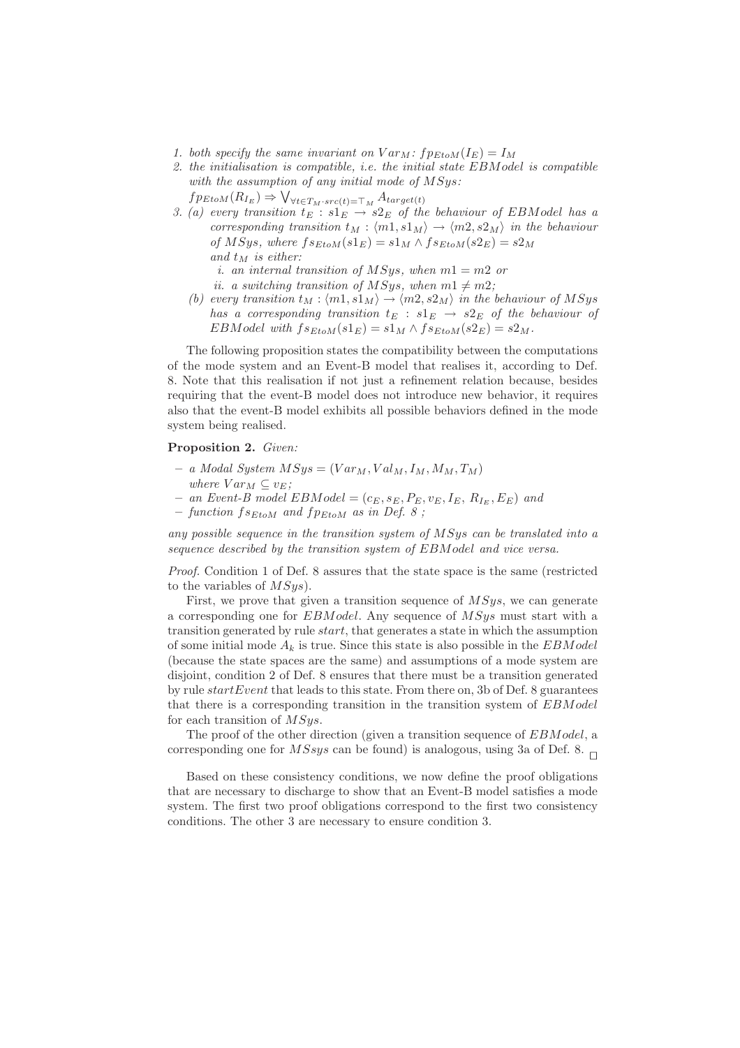1. both specify the same invariant on $Var_M$: $fp_{EtoM}(I_E) = I_M$
2. the initialisation is compatible, i.e. the initial state $EBModel$ is compatible with the assumption of any initial mode of $MSys$:
   $fp_{EtoM}(R_{I_E}) \Rightarrow \bigvee_{\forall t \in T_M \cdot src(t) = \top_M} A_{target(t)}$
3. (a) every transition $t_E : s1_E \rightarrow s2_E$ of the behaviour of $EBModel$ has a corresponding transition $t_M : \langle m1, s1_M \rangle \rightarrow \langle m2, s2_M \rangle$ in the behaviour of $MSys$, where $fs_{EtoM}(s1_E) = s1_M \wedge fs_{EtoM}(s2_E) = s2_M$ and $t_M$ is either:
      i. an internal transition of $MSys$, when $m1 = m2$ or
      ii. a switching transition of $MSys$, when $m1 \neq m2$;

   (b) every transition $t_M : \langle m1, s1_M \rangle \rightarrow \langle m2, s2_M \rangle$ in the behaviour of $MSys$ has a corresponding transition $t_E : s1_E \rightarrow s2_E$ of the behaviour of $EBModel$ with $fs_{EtoM}(s1_E) = s1_M \wedge fs_{EtoM}(s2_E) = s2_M$.

The following proposition states the compatibility between the computations of the mode system and an Event-B model that realises it, according to Def. 8. Note that this realisation if not just a refinement relation because, besides requiring that the event-B model does not introduce new behavior, it requires also that the event-B model exhibits all possible behaviors defined in the mode system being realised.

**Proposition 2.** *Given:*

- *a Modal System* $MSys = (Var_M, Val_M, I_M, M_M, T_M)$ *where* $Var_M \subseteq v_E$;
- *an Event-B model* $EBModel = (c_E, s_E, P_E, v_E, I_E, R_{I_E}, E_E)$ *and*
- *function* $fs_{EtoM}$ *and* $fp_{EtoM}$ *as in Def. 8 ;*

*any possible sequence in the transition system of* $MSys$ *can be translated into a sequence described by the transition system of* $EBModel$ *and vice versa.*

*Proof.* Condition 1 of Def. 8 assures that the state space is the same (restricted to the variables of $MSys$).

First, we prove that given a transition sequence of $MSys$, we can generate a corresponding one for $EBModel$. Any sequence of $MSys$ must start with a transition generated by rule *start*, that generates a state in which the assumption of some initial mode $A_k$ is true. Since this state is also possible in the $EBModel$ (because the state spaces are the same) and assumptions of a mode system are disjoint, condition 2 of Def. 8 ensures that there must be a transition generated by rule *startEvent* that leads to this state. From there on, 3b of Def. 8 guarantees that there is a corresponding transition in the transition system of $EBModel$ for each transition of $MSys$.

The proof of the other direction (given a transition sequence of $EBModel$, a corresponding one for $MSsys$ can be found) is analogous, using 3a of Def. 8. □

Based on these consistency conditions, we now define the proof obligations that are necessary to discharge to show that an Event-B model satisfies a mode system. The first two proof obligations correspond to the first two consistency conditions. The other 3 are necessary to ensure condition 3.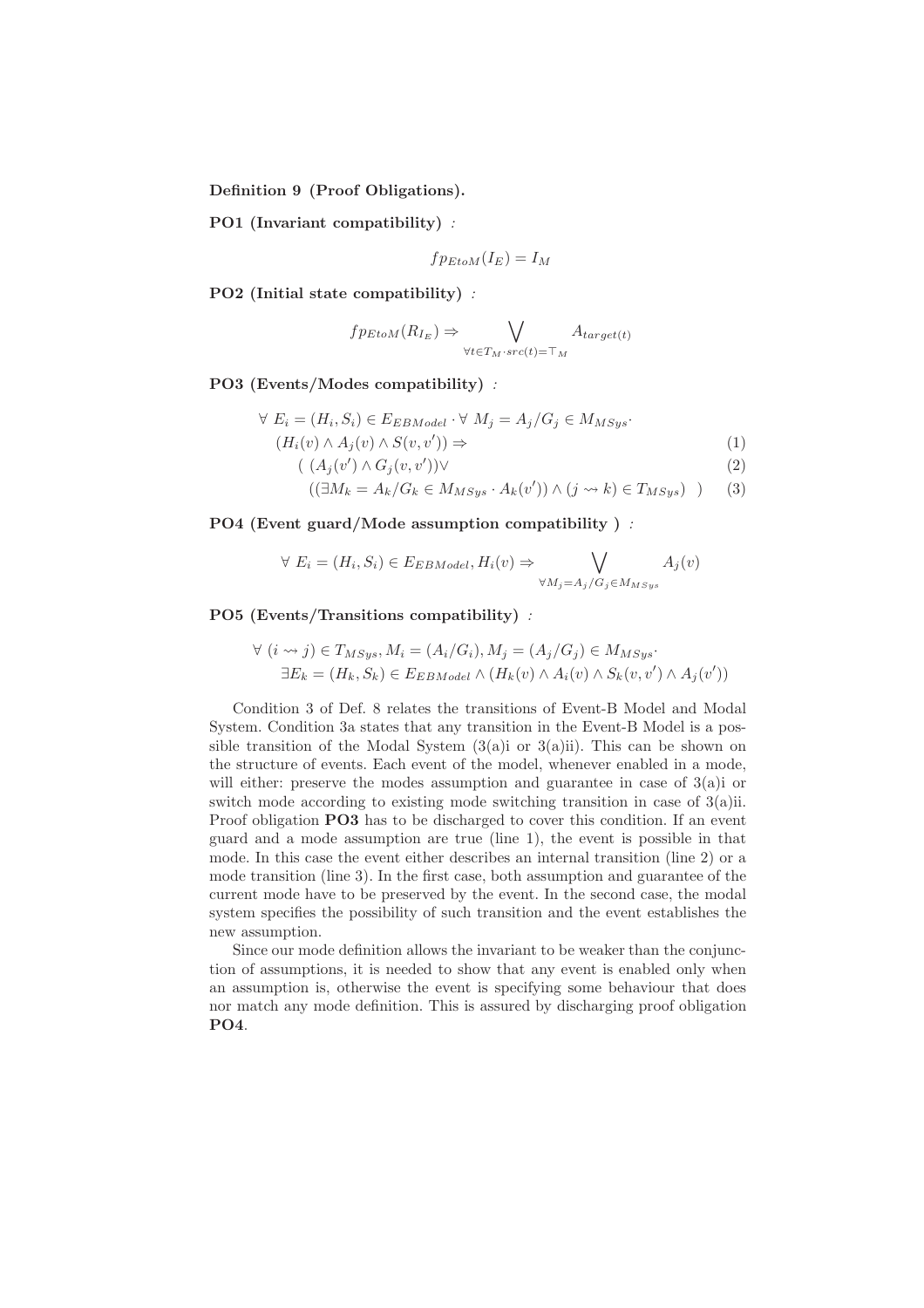**Definition 9 (Proof Obligations).**

**PO1 (Invariant compatibility)** *:*

$$fp_{EtoM}(I_E) = I_M$$

**PO2 (Initial state compatibility)** *:*

$$fp_{EtoM}(R_{I_E}) \Rightarrow \bigvee_{\forall t \in T_M \cdot src(t) = \top_M} A_{target(t)}$$

**PO3 (Events/Modes compatibility)** *:*

$$\begin{aligned}
&\forall\ E_i = (H_i, S_i) \in E_{EBModel} \cdot \forall\ M_j = A_j/G_j \in M_{MSys} \cdot \\
&\quad (H_i(v) \wedge A_j(v) \wedge S(v, v')) \Rightarrow && (1)\\
&\quad\quad (\ (A_j(v') \wedge G_j(v, v')) \vee && (2)\\
&\quad\quad\quad ((\exists M_k = A_k/G_k \in M_{MSys} \cdot A_k(v')) \wedge (j \rightsquigarrow k) \in T_{MSys})\ \ ) && (3)
\end{aligned}$$

**PO4 (Event guard/Mode assumption compatibility )** *:*

$$\forall\ E_i = (H_i, S_i) \in E_{EBModel}, H_i(v) \Rightarrow \bigvee_{\forall M_j = A_j/G_j \in M_{MSys}} A_j(v)$$

**PO5 (Events/Transitions compatibility)** *:*

$$\begin{aligned}
&\forall\ (i \rightsquigarrow j) \in T_{MSys}, M_i = (A_i/G_i), M_j = (A_j/G_j) \in M_{MSys} \cdot \\
&\quad \exists E_k = (H_k, S_k) \in E_{EBModel} \wedge (H_k(v) \wedge A_i(v) \wedge S_k(v, v') \wedge A_j(v'))
\end{aligned}$$

Condition 3 of Def. 8 relates the transitions of Event-B Model and Modal System. Condition 3a states that any transition in the Event-B Model is a possible transition of the Modal System (3(a)i or 3(a)ii). This can be shown on the structure of events. Each event of the model, whenever enabled in a mode, will either: preserve the modes assumption and guarantee in case of 3(a)i or switch mode according to existing mode switching transition in case of 3(a)ii. Proof obligation **PO3** has to be discharged to cover this condition. If an event guard and a mode assumption are true (line 1), the event is possible in that mode. In this case the event either describes an internal transition (line 2) or a mode transition (line 3). In the first case, both assumption and guarantee of the current mode have to be preserved by the event. In the second case, the modal system specifies the possibility of such transition and the event establishes the new assumption.

Since our mode definition allows the invariant to be weaker than the conjunction of assumptions, it is needed to show that any event is enabled only when an assumption is, otherwise the event is specifying some behaviour that does nor match any mode definition. This is assured by discharging proof obligation **PO4**.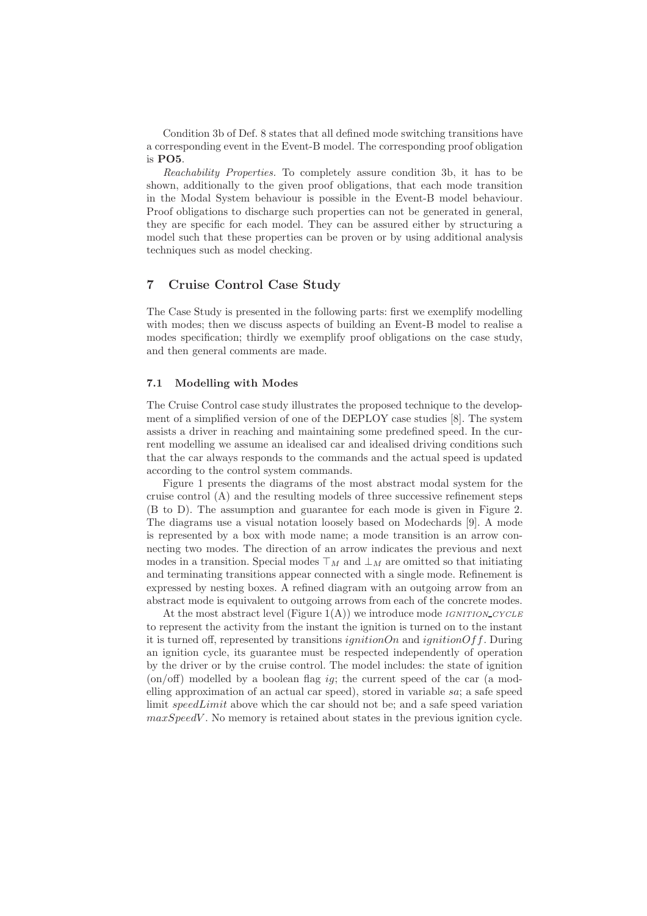Condition 3b of Def. 8 states that all defined mode switching transitions have a corresponding event in the Event-B model. The corresponding proof obligation is **PO5**.

*Reachability Properties.* To completely assure condition 3b, it has to be shown, additionally to the given proof obligations, that each mode transition in the Modal System behaviour is possible in the Event-B model behaviour. Proof obligations to discharge such properties can not be generated in general, they are specific for each model. They can be assured either by structuring a model such that these properties can be proven or by using additional analysis techniques such as model checking.

## 7 Cruise Control Case Study

The Case Study is presented in the following parts: first we exemplify modelling with modes; then we discuss aspects of building an Event-B model to realise a modes specification; thirdly we exemplify proof obligations on the case study, and then general comments are made.

### 7.1 Modelling with Modes

The Cruise Control case study illustrates the proposed technique to the development of a simplified version of one of the DEPLOY case studies [8]. The system assists a driver in reaching and maintaining some predefined speed. In the current modelling we assume an idealised car and idealised driving conditions such that the car always responds to the commands and the actual speed is updated according to the control system commands.

Figure 1 presents the diagrams of the most abstract modal system for the cruise control (A) and the resulting models of three successive refinement steps (B to D). The assumption and guarantee for each mode is given in Figure 2. The diagrams use a visual notation loosely based on Modechards [9]. A mode is represented by a box with mode name; a mode transition is an arrow connecting two modes. The direction of an arrow indicates the previous and next modes in a transition. Special modes $\top_M$ and $\bot_M$ are omitted so that initiating and terminating transitions appear connected with a single mode. Refinement is expressed by nesting boxes. A refined diagram with an outgoing arrow from an abstract mode is equivalent to outgoing arrows from each of the concrete modes.

At the most abstract level (Figure 1(A)) we introduce mode IGNITION_CYCLE to represent the activity from the instant the ignition is turned on to the instant it is turned off, represented by transitions $ignitionOn$ and $ignitionOff$. During an ignition cycle, its guarantee must be respected independently of operation by the driver or by the cruise control. The model includes: the state of ignition (on/off) modelled by a boolean flag $ig$; the current speed of the car (a modelling approximation of an actual car speed), stored in variable $sa$; a safe speed limit $speedLimit$ above which the car should not be; and a safe speed variation $maxSpeedV$. No memory is retained about states in the previous ignition cycle.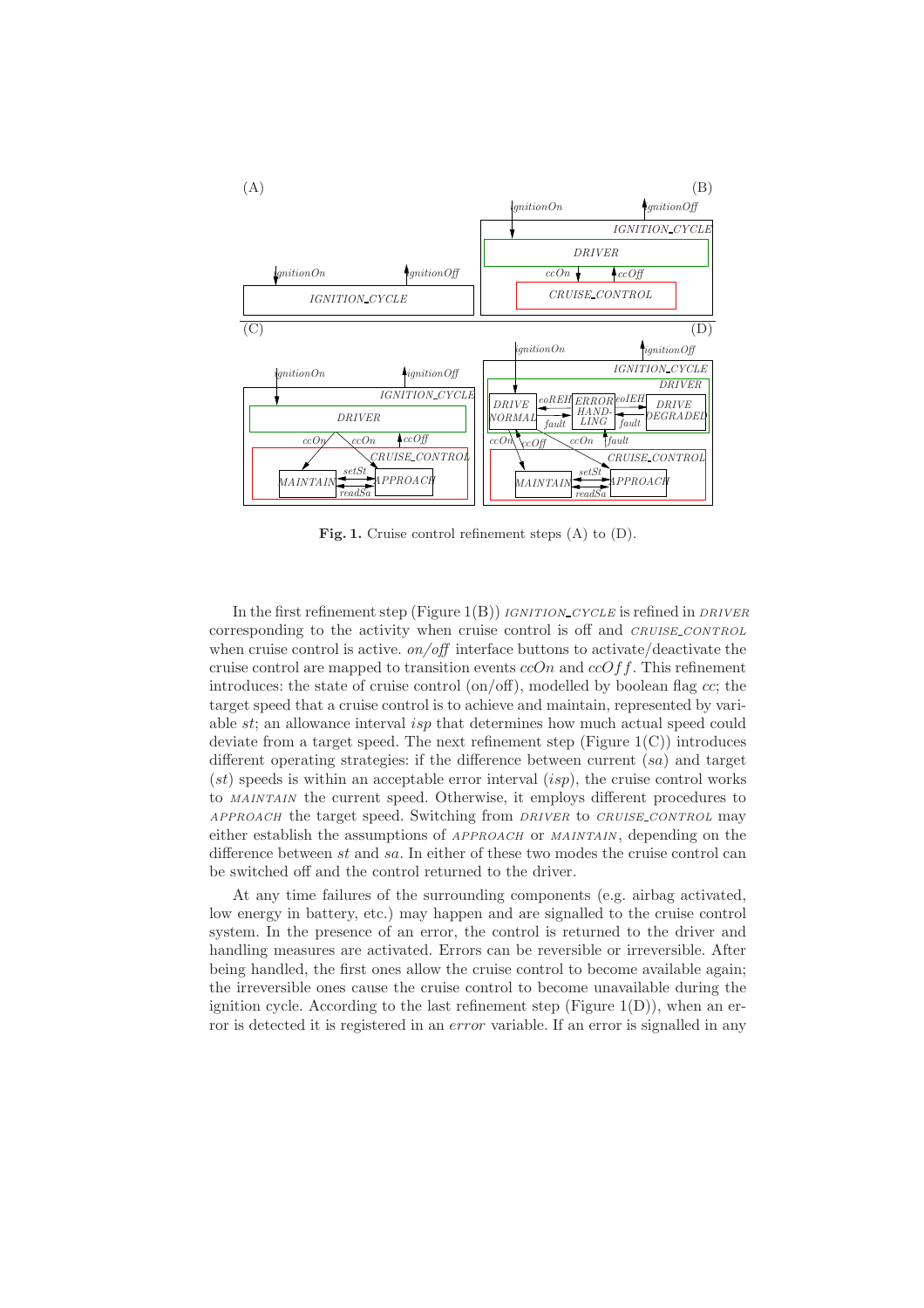**Fig. 1.** Cruise control refinement steps (A) to (D).

In the first refinement step (Figure 1(B)) *IGNITION_CYCLE* is refined in *DRIVER* corresponding to the activity when cruise control is off and *CRUISE_CONTROL* when cruise control is active. *on/off* interface buttons to activate/deactivate the cruise control are mapped to transition events *ccOn* and $ccOff$. This refinement introduces: the state of cruise control (on/off), modelled by boolean flag *cc*; the target speed that a cruise control is to achieve and maintain, represented by variable *st*; an allowance interval *isp* that determines how much actual speed could deviate from a target speed. The next refinement step (Figure 1(C)) introduces different operating strategies: if the difference between current (*sa*) and target (*st*) speeds is within an acceptable error interval (*isp*), the cruise control works to *MAINTAIN* the current speed. Otherwise, it employs different procedures to *APPROACH* the target speed. Switching from *DRIVER* to *CRUISE_CONTROL* may either establish the assumptions of *APPROACH* or *MAINTAIN*, depending on the difference between *st* and *sa*. In either of these two modes the cruise control can be switched off and the control returned to the driver.

At any time failures of the surrounding components (e.g. airbag activated, low energy in battery, etc.) may happen and are signalled to the cruise control system. In the presence of an error, the control is returned to the driver and handling measures are activated. Errors can be reversible or irreversible. After being handled, the first ones allow the cruise control to become available again; the irreversible ones cause the cruise control to become unavailable during the ignition cycle. According to the last refinement step (Figure 1(D)), when an error is detected it is registered in an *error* variable. If an error is signalled in any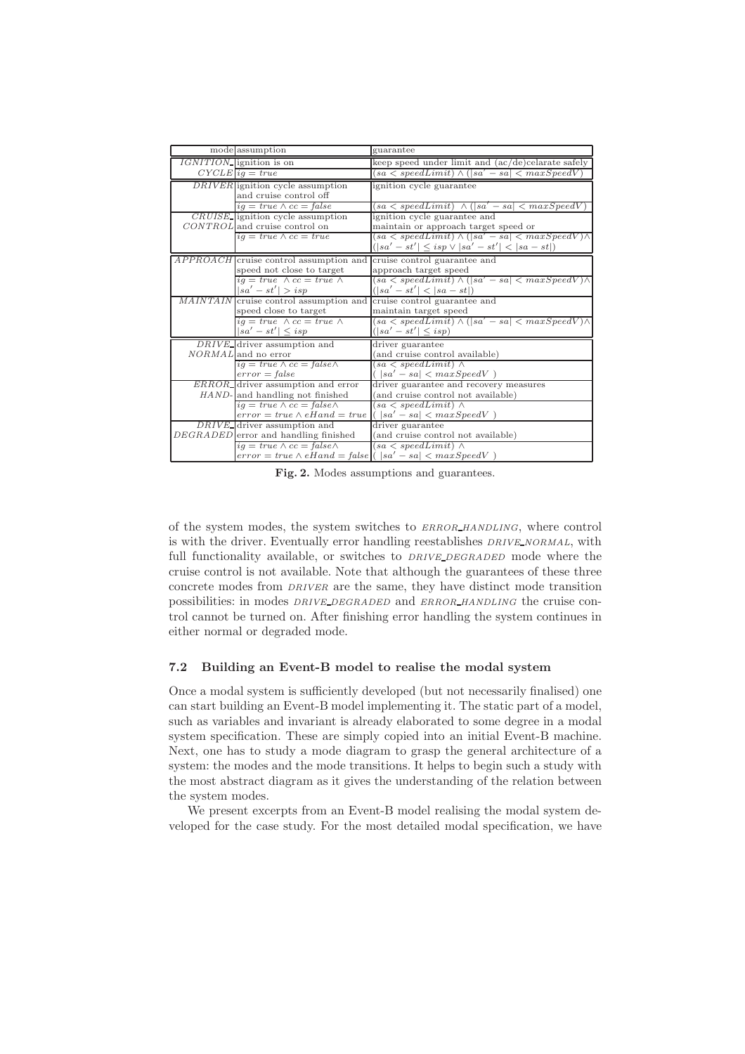| mode | assumption | guarantee |
|---|---|---|
| *IGNITION_CYCLE* | ignition is on<br>$ig = true$ | keep speed under limit and (ac/de)celarate safely<br>$(sa < speedLimit) \wedge (\|sa' - sa\| < maxSpeedV)$ |
| *DRIVER* | ignition cycle assumption and cruise control off<br>$ig = true \wedge cc = false$ | ignition cycle guarantee<br>$(sa < speedLimit) \wedge (\|sa' - sa\| < maxSpeedV)$ |
| *CRUISE_CONTROL* | ignition cycle assumption and cruise control on<br>$ig = true \wedge cc = true$ | ignition cycle guarantee and maintain or approach target speed or<br>$(sa < speedLimit) \wedge (\|sa' - sa\| < maxSpeedV) \wedge$<br>$(\|sa' - st'\| \leq isp \vee \|sa' - st'\| < \|sa - st\|)$ |
| *APPROACH* | cruise control assumption and speed not close to target<br>$ig = true \wedge cc = true \wedge$<br>$\|sa' - st'\| > isp$ | cruise control guarantee and approach target speed<br>$(sa < speedLimit) \wedge (\|sa' - sa\| < maxSpeedV) \wedge$<br>$(\|sa' - st'\| < \|sa - st\|)$ |
| *MAINTAIN* | cruise control assumption and speed close to target<br>$ig = true \wedge cc = true \wedge$<br>$\|sa' - st'\| \leq isp$ | cruise control guarantee and maintain target speed<br>$(sa < speedLimit) \wedge (\|sa' - sa\| < maxSpeedV) \wedge$<br>$(\|sa' - st'\| \leq isp)$ |
| *DRIVE_NORMAL* | driver assumption and and no error<br>$ig = true \wedge cc = false \wedge$<br>$error = false$ | driver guarantee (and cruise control available)<br>$(sa < speedLimit) \wedge$<br>$(\|sa' - sa\| < maxSpeedV)$ |
| *ERROR_HAND-* | driver assumption and error and handling not finished<br>$ig = true \wedge cc = false \wedge$<br>$error = true \wedge eHand = true$ | driver guarantee and recovery measures (and cruise control not available)<br>$(sa < speedLimit) \wedge$<br>$(\|sa' - sa\| < maxSpeedV)$ |
| *DRIVE_DEGRADED* | driver assumption and error and handling finished<br>$ig = true \wedge cc = false \wedge$<br>$error = true \wedge eHand = false$ | driver guarantee (and cruise control not available)<br>$(sa < speedLimit) \wedge$<br>$(\|sa' - sa\| < maxSpeedV)$ |

**Fig. 2.** Modes assumptions and guarantees.

of the system modes, the system switches to *ERROR_HANDLING*, where control is with the driver. Eventually error handling reestablishes *DRIVE_NORMAL*, with full functionality available, or switches to *DRIVE_DEGRADED* mode where the cruise control is not available. Note that although the guarantees of these three concrete modes from *DRIVER* are the same, they have distinct mode transition possibilities: in modes *DRIVE_DEGRADED* and *ERROR_HANDLING* the cruise control cannot be turned on. After finishing error handling the system continues in either normal or degraded mode.

### 7.2 Building an Event-B model to realise the modal system

Once a modal system is sufficiently developed (but not necessarily finalised) one can start building an Event-B model implementing it. The static part of a model, such as variables and invariant is already elaborated to some degree in a modal system specification. These are simply copied into an initial Event-B machine. Next, one has to study a mode diagram to grasp the general architecture of a system: the modes and the mode transitions. It helps to begin such a study with the most abstract diagram as it gives the understanding of the relation between the system modes.

We present excerpts from an Event-B model realising the modal system developed for the case study. For the most detailed modal specification, we have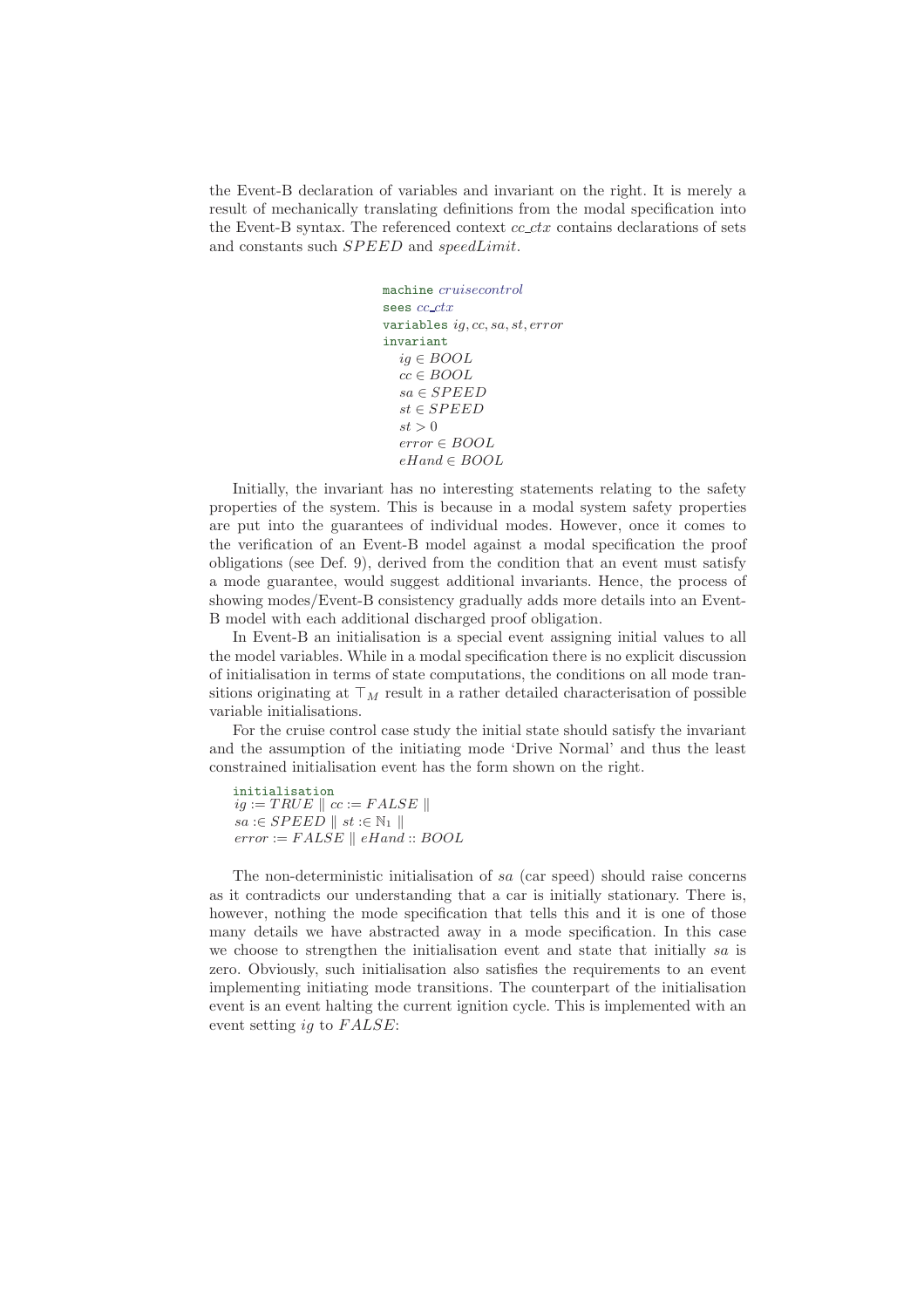the Event-B declaration of variables and invariant on the right. It is merely a result of mechanically translating definitions from the modal specification into the Event-B syntax. The referenced context *cc_ctx* contains declarations of sets and constants such *SPEED* and *speedLimit*.

```
machine cruisecontrol
sees cc_ctx
variables ig, cc, sa, st, error
invariant
   ig ∈ BOOL
   cc ∈ BOOL
   sa ∈ SPEED
   st ∈ SPEED
   st > 0
   error ∈ BOOL
   eHand ∈ BOOL
```

Initially, the invariant has no interesting statements relating to the safety properties of the system. This is because in a modal system safety properties are put into the guarantees of individual modes. However, once it comes to the verification of an Event-B model against a modal specification the proof obligations (see Def. 9), derived from the condition that an event must satisfy a mode guarantee, would suggest additional invariants. Hence, the process of showing modes/Event-B consistency gradually adds more details into an Event-B model with each additional discharged proof obligation.

In Event-B an initialisation is a special event assigning initial values to all the model variables. While in a modal specification there is no explicit discussion of initialisation in terms of state computations, the conditions on all mode transitions originating at $\top_M$ result in a rather detailed characterisation of possible variable initialisations.

For the cruise control case study the initial state should satisfy the invariant and the assumption of the initiating mode 'Drive Normal' and thus the least constrained initialisation event has the form shown on the right.

```
initialisation
ig := TRUE ∥ cc := FALSE ∥
sa :∈ SPEED ∥ st :∈ ℕ₁ ∥
error := FALSE ∥ eHand :: BOOL
```

The non-deterministic initialisation of $sa$ (car speed) should raise concerns as it contradicts our understanding that a car is initially stationary. There is, however, nothing the mode specification that tells this and it is one of those many details we have abstracted away in a mode specification. In this case we choose to strengthen the initialisation event and state that initially $sa$ is zero. Obviously, such initialisation also satisfies the requirements to an event implementing initiating mode transitions. The counterpart of the initialisation event is an event halting the current ignition cycle. This is implemented with an event setting $ig$ to $FALSE$: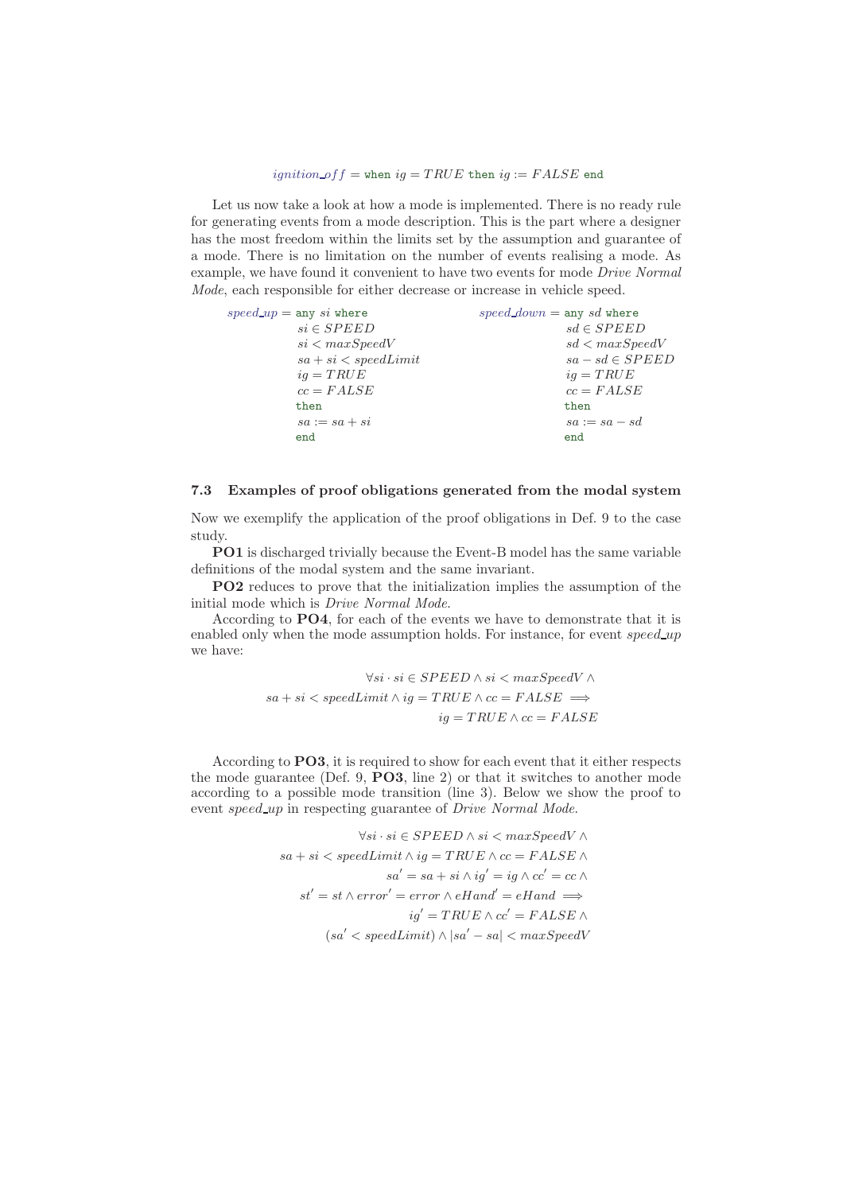$$ignition\_off = \texttt{when } ig = TRUE \texttt{ then } ig := FALSE \texttt{ end}$$

Let us now take a look at how a mode is implemented. There is no ready rule for generating events from a mode description. This is the part where a designer has the most freedom within the limits set by the assumption and guarantee of a mode. There is no limitation on the number of events realising a mode. As example, we have found it convenient to have two events for mode *Drive Normal Mode*, each responsible for either decrease or increase in vehicle speed.

```
speed_up = any si where
             si ∈ SPEED
             si < maxSpeedV
             sa + si < speedLimit
             ig = TRUE
             cc = FALSE
           then
             sa := sa + si
           end
```

```
speed_down = any sd where
               sd ∈ SPEED
               sd < maxSpeedV
               sa − sd ∈ SPEED
               ig = TRUE
               cc = FALSE
             then
               sa := sa − sd
             end
```

### 7.3 Examples of proof obligations generated from the modal system

Now we exemplify the application of the proof obligations in Def. 9 to the case study.

**PO1** is discharged trivially because the Event-B model has the same variable definitions of the modal system and the same invariant.

**PO2** reduces to prove that the initialization implies the assumption of the initial mode which is *Drive Normal Mode*.

According to **PO4**, for each of the events we have to demonstrate that it is enabled only when the mode assumption holds. For instance, for event *speed_up* we have:

$$\begin{aligned}
&\forall si \cdot si \in SPEED \wedge si < maxSpeedV \wedge \\
&sa + si < speedLimit \wedge ig = TRUE \wedge cc = FALSE \implies \\
&ig = TRUE \wedge cc = FALSE
\end{aligned}$$

According to **PO3**, it is required to show for each event that it either respects the mode guarantee (Def. 9, **PO3**, line 2) or that it switches to another mode according to a possible mode transition (line 3). Below we show the proof to event *speed_up* in respecting guarantee of *Drive Normal Mode*.

$$\begin{aligned}
&\forall si \cdot si \in SPEED \wedge si < maxSpeedV \wedge \\
&sa + si < speedLimit \wedge ig = TRUE \wedge cc = FALSE \wedge \\
&sa' = sa + si \wedge ig' = ig \wedge cc' = cc \wedge \\
&st' = st \wedge error' = error \wedge eHand' = eHand \implies \\
&ig' = TRUE \wedge cc' = FALSE \wedge \\
&(sa' < speedLimit) \wedge |sa' - sa| < maxSpeedV
\end{aligned}$$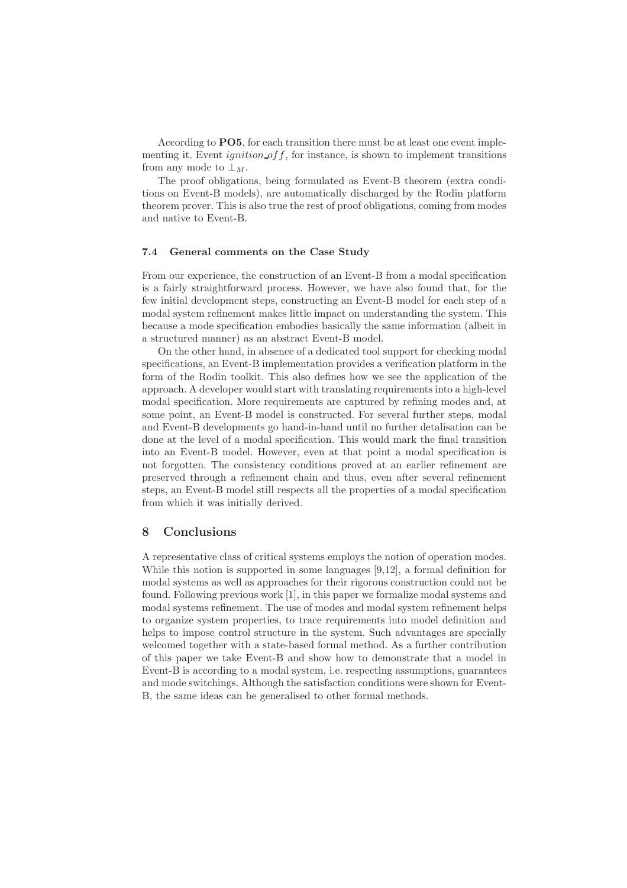According to **PO5**, for each transition there must be at least one event implementing it. Event *ignition_off*, for instance, is shown to implement transitions from any mode to $\perp_M$.

The proof obligations, being formulated as Event-B theorem (extra conditions on Event-B models), are automatically discharged by the Rodin platform theorem prover. This is also true the rest of proof obligations, coming from modes and native to Event-B.

### 7.4 General comments on the Case Study

From our experience, the construction of an Event-B from a modal specification is a fairly straightforward process. However, we have also found that, for the few initial development steps, constructing an Event-B model for each step of a modal system refinement makes little impact on understanding the system. This because a mode specification embodies basically the same information (albeit in a structured manner) as an abstract Event-B model.

On the other hand, in absence of a dedicated tool support for checking modal specifications, an Event-B implementation provides a verification platform in the form of the Rodin toolkit. This also defines how we see the application of the approach. A developer would start with translating requirements into a high-level modal specification. More requirements are captured by refining modes and, at some point, an Event-B model is constructed. For several further steps, modal and Event-B developments go hand-in-hand until no further detalisation can be done at the level of a modal specification. This would mark the final transition into an Event-B model. However, even at that point a modal specification is not forgotten. The consistency conditions proved at an earlier refinement are preserved through a refinement chain and thus, even after several refinement steps, an Event-B model still respects all the properties of a modal specification from which it was initially derived.

## 8 Conclusions

A representative class of critical systems employs the notion of operation modes. While this notion is supported in some languages [9,12], a formal definition for modal systems as well as approaches for their rigorous construction could not be found. Following previous work [1], in this paper we formalize modal systems and modal systems refinement. The use of modes and modal system refinement helps to organize system properties, to trace requirements into model definition and helps to impose control structure in the system. Such advantages are specially welcomed together with a state-based formal method. As a further contribution of this paper we take Event-B and show how to demonstrate that a model in Event-B is according to a modal system, i.e. respecting assumptions, guarantees and mode switchings. Although the satisfaction conditions were shown for Event-B, the same ideas can be generalised to other formal methods.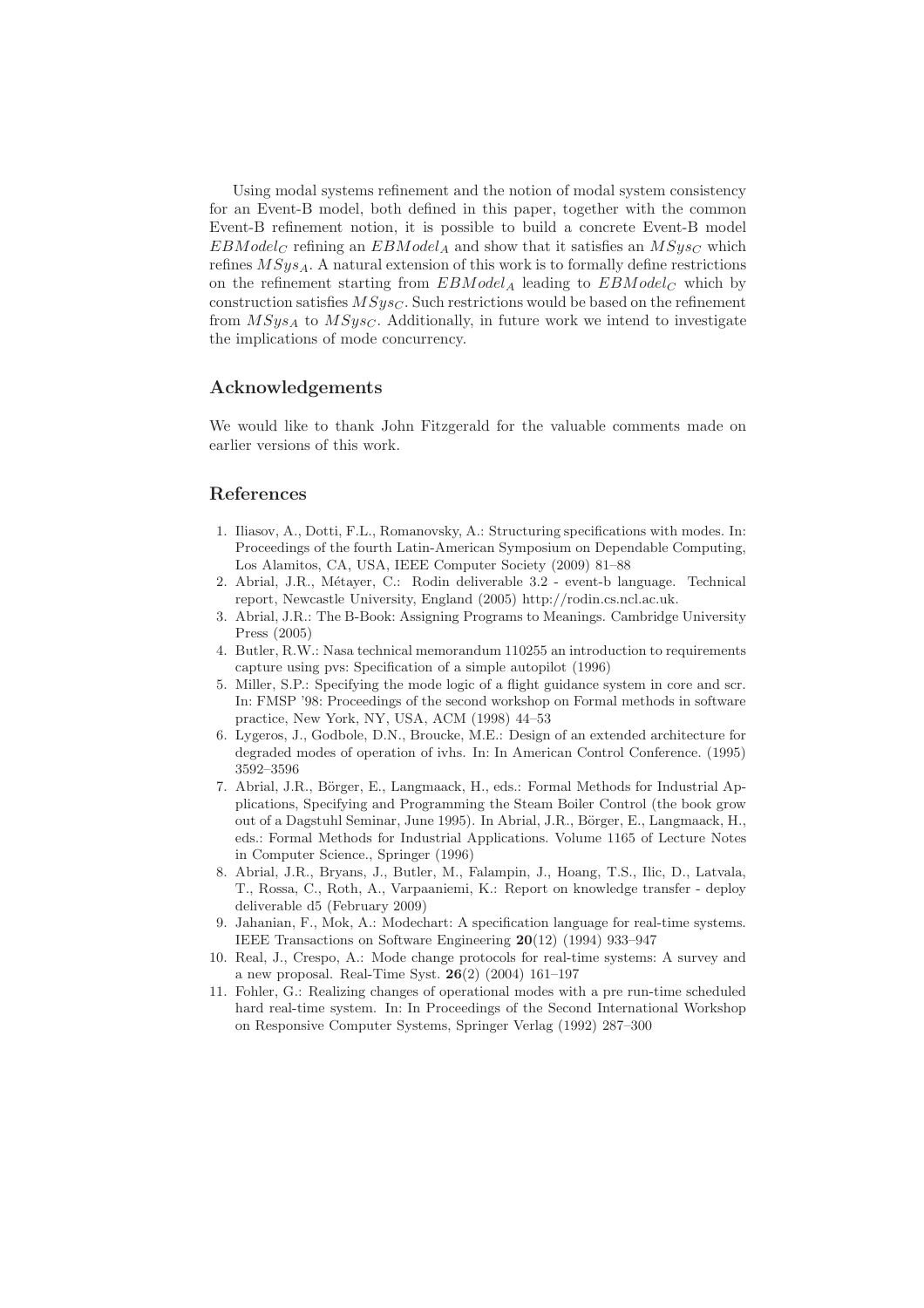Using modal systems refinement and the notion of modal system consistency for an Event-B model, both defined in this paper, together with the common Event-B refinement notion, it is possible to build a concrete Event-B model $EBModel_C$ refining an $EBModel_A$ and show that it satisfies an $MSys_C$ which refines $MSys_A$. A natural extension of this work is to formally define restrictions on the refinement starting from $EBModel_A$ leading to $EBModel_C$ which by construction satisfies $MSys_C$. Such restrictions would be based on the refinement from $MSys_A$ to $MSys_C$. Additionally, in future work we intend to investigate the implications of mode concurrency.

## Acknowledgements

We would like to thank John Fitzgerald for the valuable comments made on earlier versions of this work.

## References

1. Iliasov, A., Dotti, F.L., Romanovsky, A.: Structuring specifications with modes. In: Proceedings of the fourth Latin-American Symposium on Dependable Computing, Los Alamitos, CA, USA, IEEE Computer Society (2009) 81–88
2. Abrial, J.R., Métayer, C.: Rodin deliverable 3.2 - event-b language. Technical report, Newcastle University, England (2005) http://rodin.cs.ncl.ac.uk.
3. Abrial, J.R.: The B-Book: Assigning Programs to Meanings. Cambridge University Press (2005)
4. Butler, R.W.: Nasa technical memorandum 110255 an introduction to requirements capture using pvs: Specification of a simple autopilot (1996)
5. Miller, S.P.: Specifying the mode logic of a flight guidance system in core and scr. In: FMSP '98: Proceedings of the second workshop on Formal methods in software practice, New York, NY, USA, ACM (1998) 44–53
6. Lygeros, J., Godbole, D.N., Broucke, M.E.: Design of an extended architecture for degraded modes of operation of ivhs. In: In American Control Conference. (1995) 3592–3596
7. Abrial, J.R., Börger, E., Langmaack, H., eds.: Formal Methods for Industrial Applications, Specifying and Programming the Steam Boiler Control (the book grow out of a Dagstuhl Seminar, June 1995). In Abrial, J.R., Börger, E., Langmaack, H., eds.: Formal Methods for Industrial Applications. Volume 1165 of Lecture Notes in Computer Science., Springer (1996)
8. Abrial, J.R., Bryans, J., Butler, M., Falampin, J., Hoang, T.S., Ilic, D., Latvala, T., Rossa, C., Roth, A., Varpaaniemi, K.: Report on knowledge transfer - deploy deliverable d5 (February 2009)
9. Jahanian, F., Mok, A.: Modechart: A specification language for real-time systems. IEEE Transactions on Software Engineering **20**(12) (1994) 933–947
10. Real, J., Crespo, A.: Mode change protocols for real-time systems: A survey and a new proposal. Real-Time Syst. **26**(2) (2004) 161–197
11. Fohler, G.: Realizing changes of operational modes with a pre run-time scheduled hard real-time system. In: In Proceedings of the Second International Workshop on Responsive Computer Systems, Springer Verlag (1992) 287–300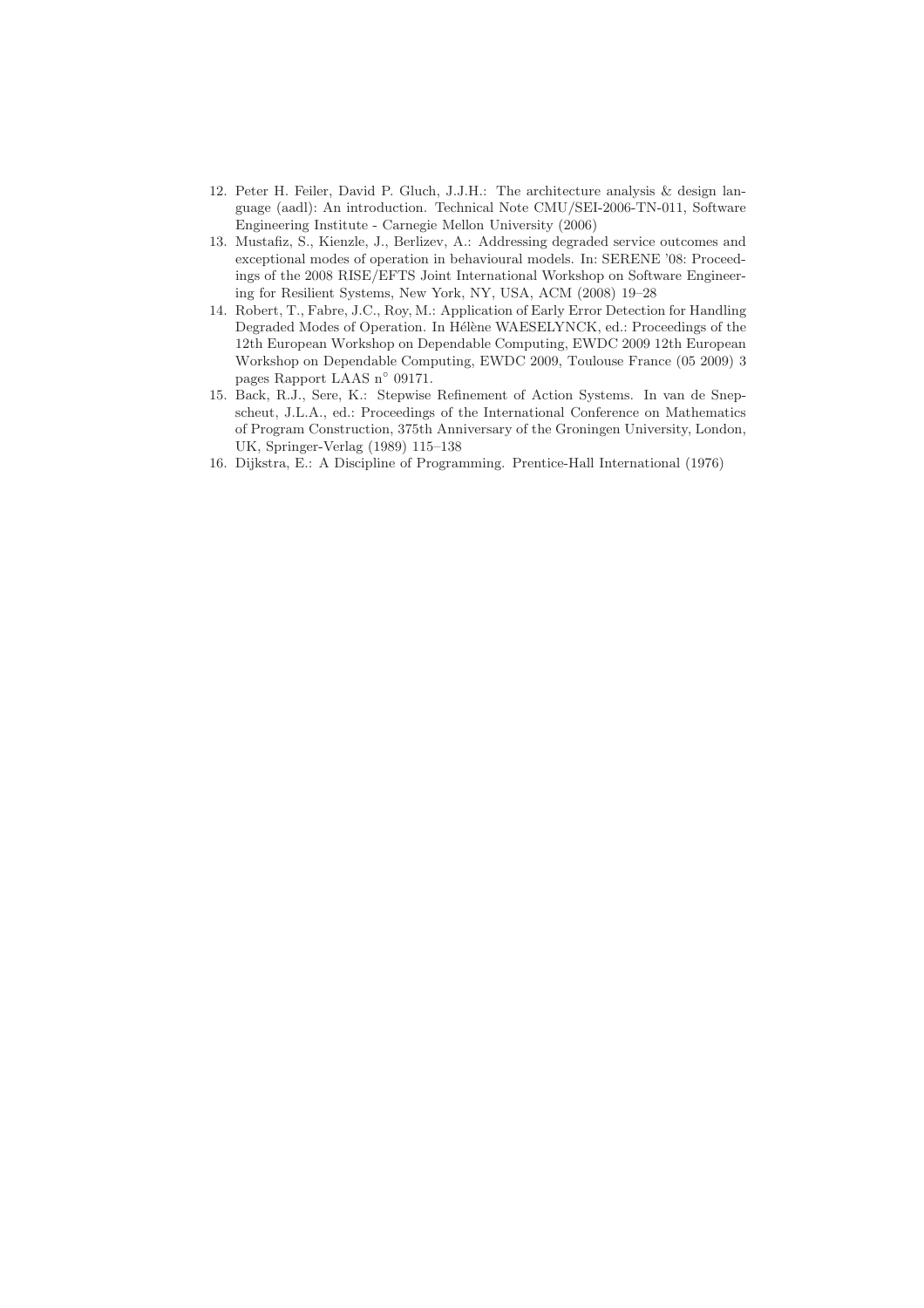12. Peter H. Feiler, David P. Gluch, J.J.H.: The architecture analysis & design language (aadl): An introduction. Technical Note CMU/SEI-2006-TN-011, Software Engineering Institute - Carnegie Mellon University (2006)
13. Mustafiz, S., Kienzle, J., Berlizev, A.: Addressing degraded service outcomes and exceptional modes of operation in behavioural models. In: SERENE '08: Proceedings of the 2008 RISE/EFTS Joint International Workshop on Software Engineering for Resilient Systems, New York, NY, USA, ACM (2008) 19–28
14. Robert, T., Fabre, J.C., Roy, M.: Application of Early Error Detection for Handling Degraded Modes of Operation. In Hélène WAESELYNCK, ed.: Proceedings of the 12th European Workshop on Dependable Computing, EWDC 2009 12th European Workshop on Dependable Computing, EWDC 2009, Toulouse France (05 2009) 3 pages Rapport LAAS n° 09171.
15. Back, R.J., Sere, K.: Stepwise Refinement of Action Systems. In van de Snepscheut, J.L.A., ed.: Proceedings of the International Conference on Mathematics of Program Construction, 375th Anniversary of the Groningen University, London, UK, Springer-Verlag (1989) 115–138
16. Dijkstra, E.: A Discipline of Programming. Prentice-Hall International (1976)